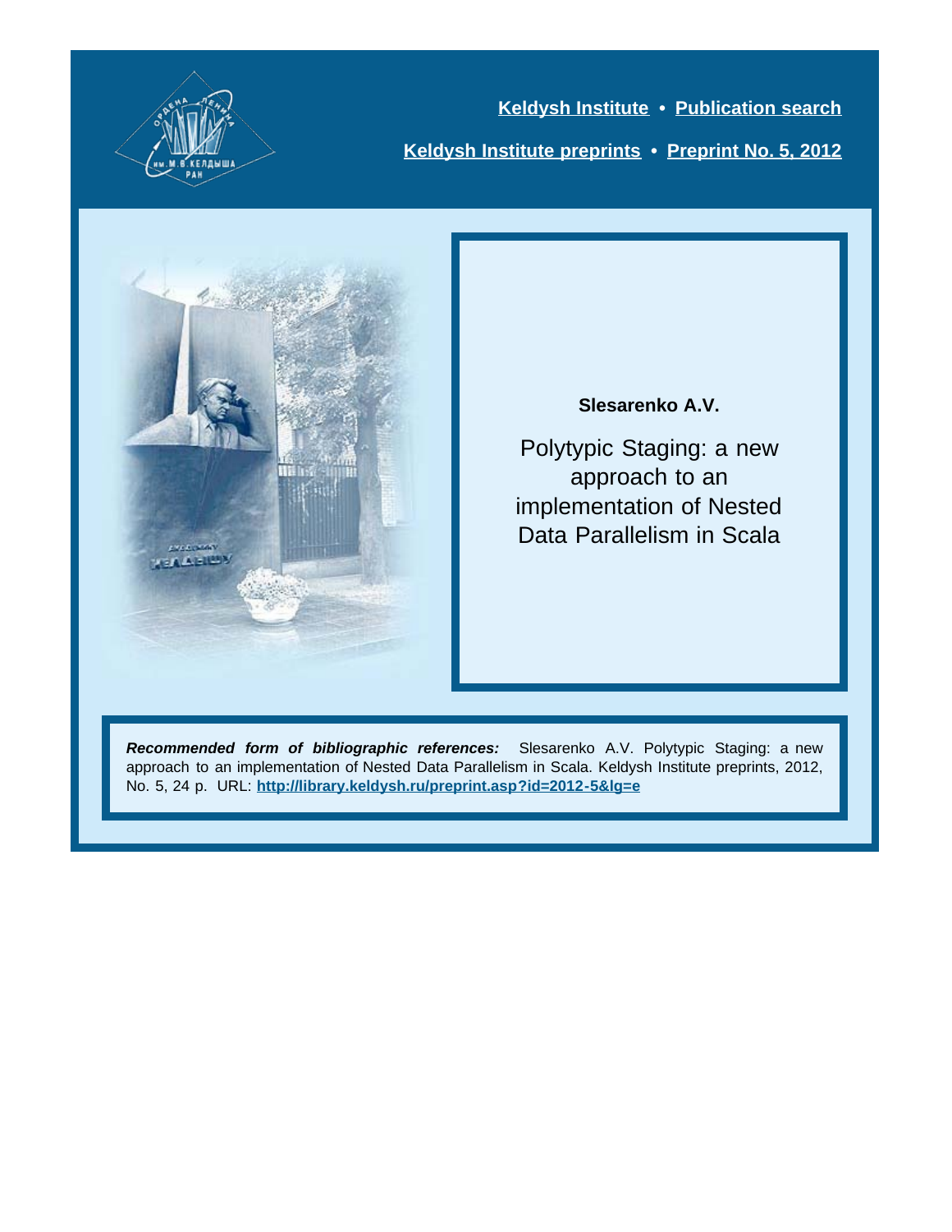**Keldysh Institute** • **Publication search**

**Keldysh Institute preprints** • **Preprint No. 5, 2012**

**Slesarenko A.V.**

# Polytypic Staging: a new approach to an implementation of Nested Data Parallelism in Scala

***Recommended form of bibliographic references:*** Slesarenko A.V. Polytypic Staging: a new approach to an implementation of Nested Data Parallelism in Scala. Keldysh Institute preprints, 2012, No. 5, 24 p. URL: **http://library.keldysh.ru/preprint.asp?id=2012-5&lg=e**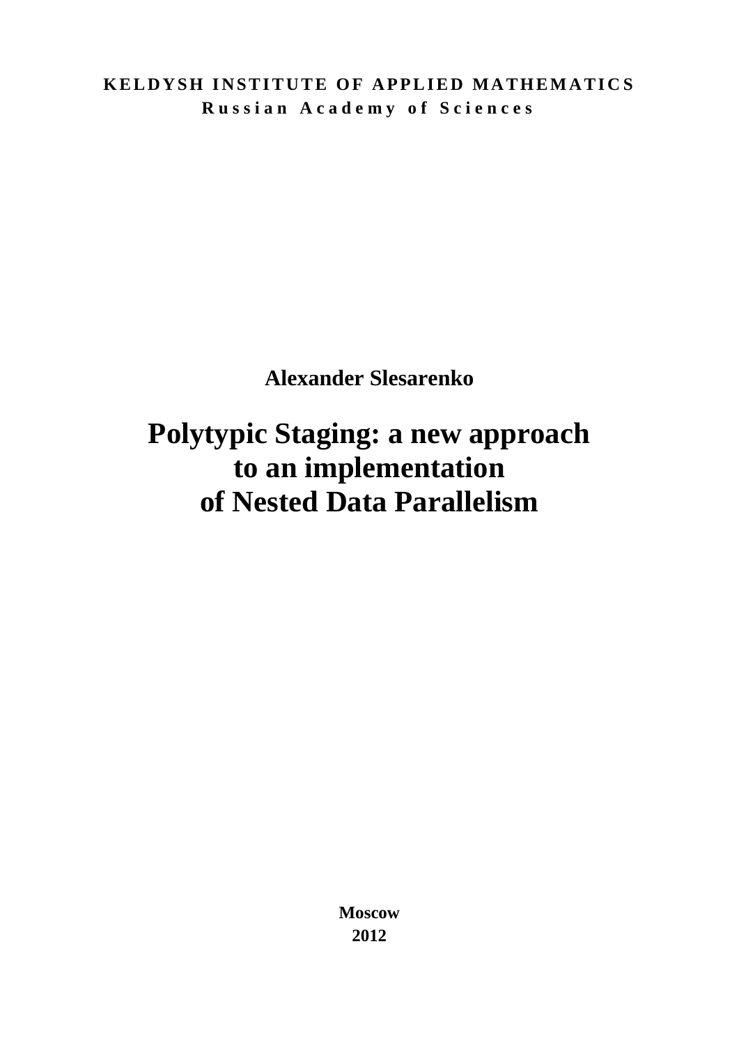**KELDYSH INSTITUTE OF APPLIED MATHEMATICS**
**Russian Academy of Sciences**

**Alexander Slesarenko**

# Polytypic Staging: a new approach to an implementation of Nested Data Parallelism

**Moscow**
**2012**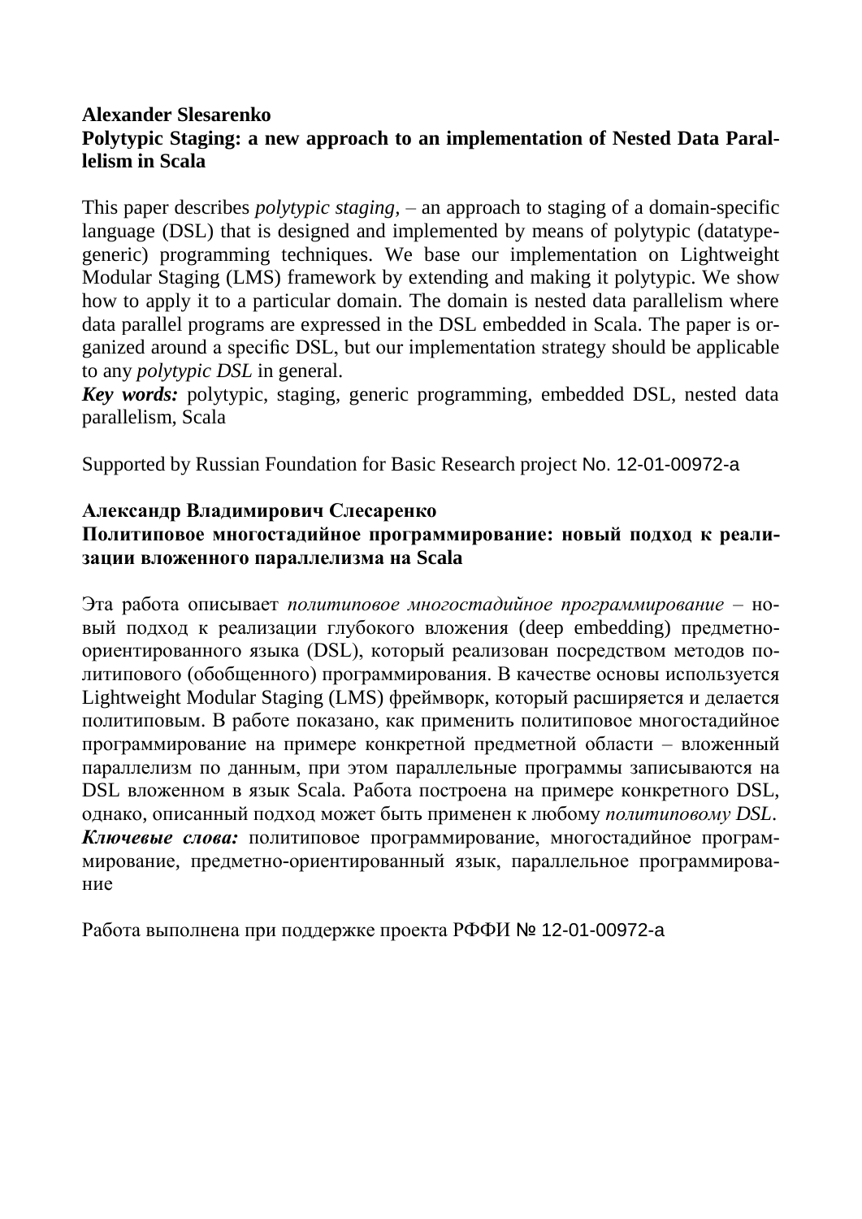**Alexander Slesarenko**

**Polytypic Staging: a new approach to an implementation of Nested Data Parallelism in Scala**

This paper describes *polytypic staging*, – an approach to staging of a domain-specific language (DSL) that is designed and implemented by means of polytypic (datatype-generic) programming techniques. We base our implementation on Lightweight Modular Staging (LMS) framework by extending and making it polytypic. We show how to apply it to a particular domain. The domain is nested data parallelism where data parallel programs are expressed in the DSL embedded in Scala. The paper is organized around a specific DSL, but our implementation strategy should be applicable to any *polytypic DSL* in general.

***Key words:*** polytypic, staging, generic programming, embedded DSL, nested data parallelism, Scala

Supported by Russian Foundation for Basic Research project No. 12-01-00972-a

**Александр Владимирович Слесаренко**

**Политиповое многостадийное программирование: новый подход к реализации вложенного параллелизма на Scala**

Эта работа описывает *политиповое многостадийное программирование* – новый подход к реализации глубокого вложения (deep embedding) предметно-ориентированного языка (DSL), который реализован посредством методов политипового (обобщенного) программирования. В качестве основы используется Lightweight Modular Staging (LMS) фреймворк, который расширяется и делается политиповым. В работе показано, как применить политиповое многостадийное программирование на примере конкретной предметной области – вложенный параллелизм по данным, при этом параллельные программы записываются на DSL вложенном в язык Scala. Работа построена на примере конкретного DSL, однако, описанный подход может быть применен к любому *политиповому DSL*.

***Ключевые слова:*** политиповое программирование, многостадийное программирование, предметно-ориентированный язык, параллельное программирование

Работа выполнена при поддержке проекта РФФИ № 12-01-00972-а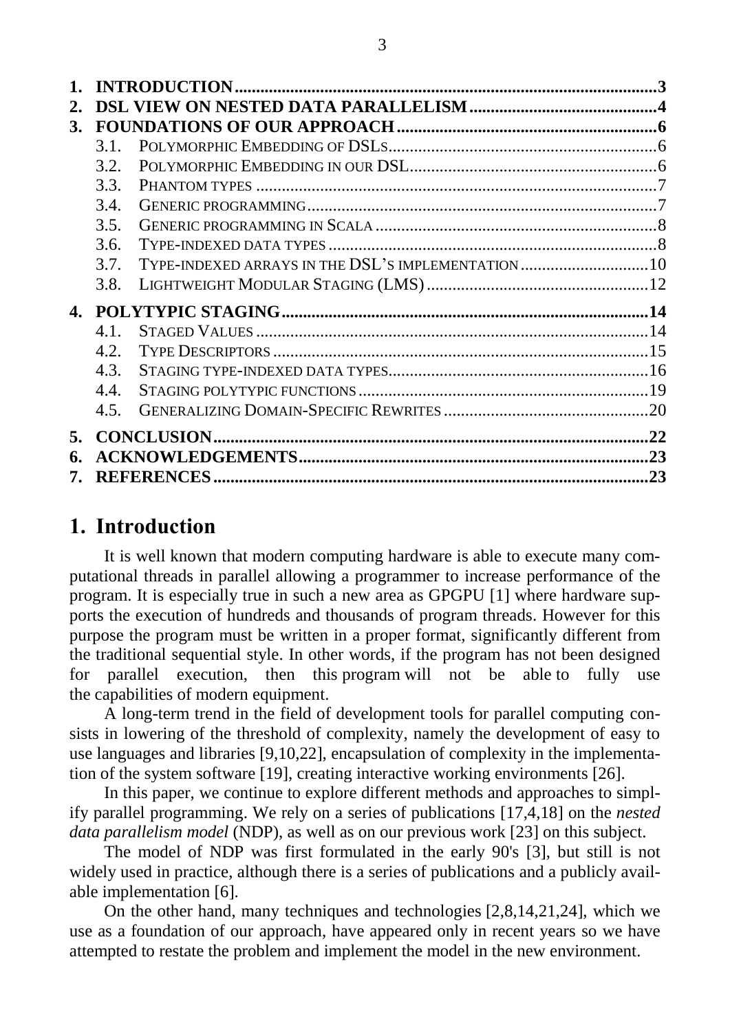1. **INTRODUCTION** ... **3**
2. **DSL VIEW ON NESTED DATA PARALLELISM** ... **4**
3. **FOUNDATIONS OF OUR APPROACH** ... **6**
   - 3.1. Polymorphic Embedding of DSLs ... 6
   - 3.2. Polymorphic Embedding in our DSL ... 6
   - 3.3. Phantom types ... 7
   - 3.4. Generic programming ... 7
   - 3.5. Generic programming in Scala ... 8
   - 3.6. Type-indexed data types ... 8
   - 3.7. Type-indexed arrays in the DSL's implementation ... 10
   - 3.8. Lightweight Modular Staging (LMS) ... 12
4. **POLYTYPIC STAGING** ... **14**
   - 4.1. Staged Values ... 14
   - 4.2. Type Descriptors ... 15
   - 4.3. Staging type-indexed data types ... 16
   - 4.4. Staging polytypic functions ... 19
   - 4.5. Generalizing Domain-Specific Rewrites ... 20
5. **CONCLUSION** ... **22**
6. **ACKNOWLEDGEMENTS** ... **23**
7. **REFERENCES** ... **23**

# 1. Introduction

It is well known that modern computing hardware is able to execute many computational threads in parallel allowing a programmer to increase performance of the program. It is especially true in such a new area as GPGPU [1] where hardware supports the execution of hundreds and thousands of program threads. However for this purpose the program must be written in a proper format, significantly different from the traditional sequential style. In other words, if the program has not been designed for parallel execution, then this program will not be able to fully use the capabilities of modern equipment.

A long-term trend in the field of development tools for parallel computing consists in lowering of the threshold of complexity, namely the development of easy to use languages and libraries [9,10,22], encapsulation of complexity in the implementation of the system software [19], creating interactive working environments [26].

In this paper, we continue to explore different methods and approaches to simplify parallel programming. We rely on a series of publications [17,4,18] on the *nested data parallelism model* (NDP), as well as on our previous work [23] on this subject.

The model of NDP was first formulated in the early 90's [3], but still is not widely used in practice, although there is a series of publications and a publicly available implementation [6].

On the other hand, many techniques and technologies [2,8,14,21,24], which we use as a foundation of our approach, have appeared only in recent years so we have attempted to restate the problem and implement the model in the new environment.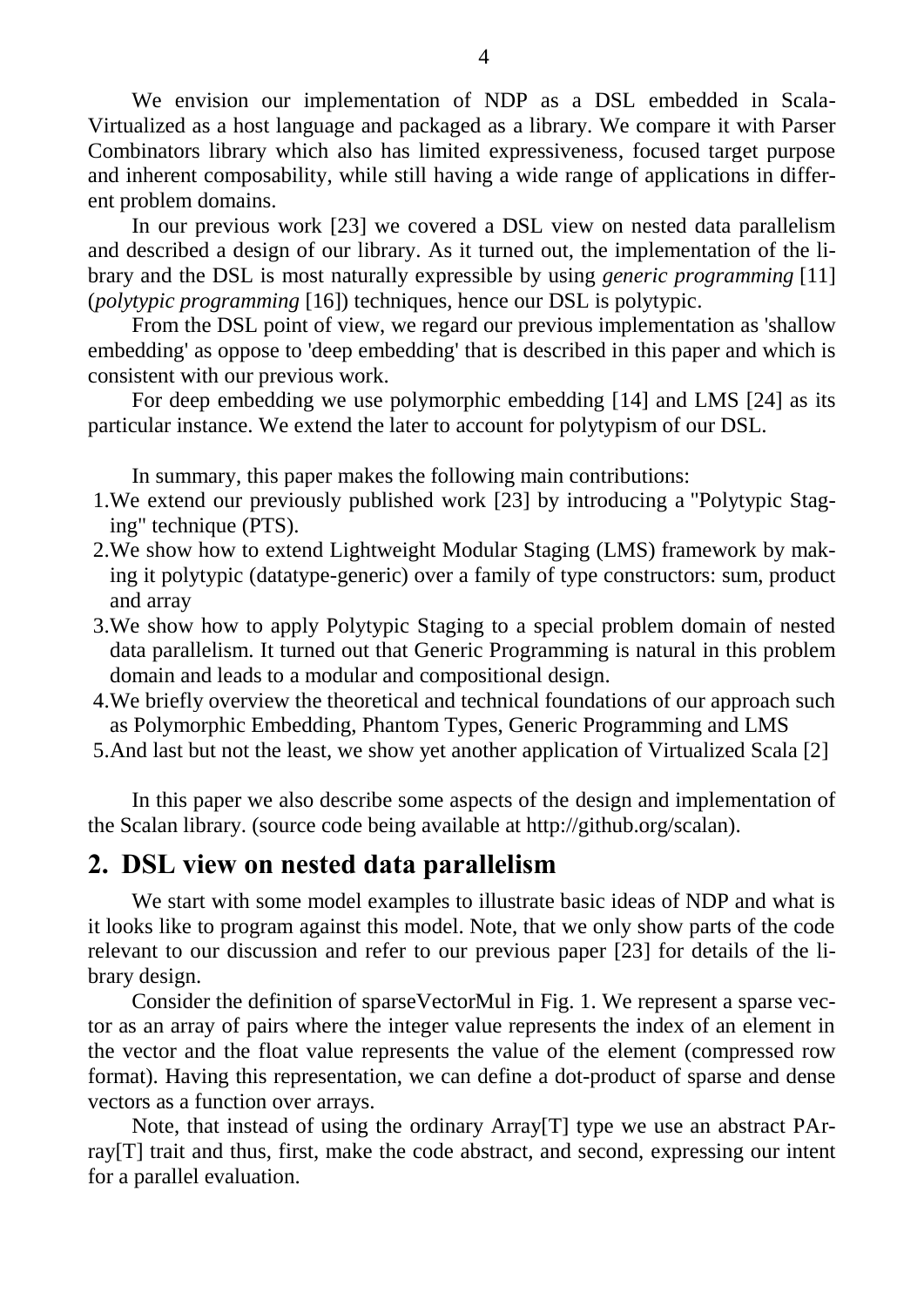We envision our implementation of NDP as a DSL embedded in Scala-Virtualized as a host language and packaged as a library. We compare it with Parser Combinators library which also has limited expressiveness, focused target purpose and inherent composability, while still having a wide range of applications in different problem domains.

In our previous work [23] we covered a DSL view on nested data parallelism and described a design of our library. As it turned out, the implementation of the library and the DSL is most naturally expressible by using *generic programming* [11] (*polytypic programming* [16]) techniques, hence our DSL is polytypic.

From the DSL point of view, we regard our previous implementation as 'shallow embedding' as oppose to 'deep embedding' that is described in this paper and which is consistent with our previous work.

For deep embedding we use polymorphic embedding [14] and LMS [24] as its particular instance. We extend the later to account for polytypism of our DSL.

In summary, this paper makes the following main contributions:

1. We extend our previously published work [23] by introducing a "Polytypic Staging" technique (PTS).
2. We show how to extend Lightweight Modular Staging (LMS) framework by making it polytypic (datatype-generic) over a family of type constructors: sum, product and array
3. We show how to apply Polytypic Staging to a special problem domain of nested data parallelism. It turned out that Generic Programming is natural in this problem domain and leads to a modular and compositional design.
4. We briefly overview the theoretical and technical foundations of our approach such as Polymorphic Embedding, Phantom Types, Generic Programming and LMS
5. And last but not the least, we show yet another application of Virtualized Scala [2]

In this paper we also describe some aspects of the design and implementation of the Scalan library. (source code being available at http://github.org/scalan).

## 2. DSL view on nested data parallelism

We start with some model examples to illustrate basic ideas of NDP and what is it looks like to program against this model. Note, that we only show parts of the code relevant to our discussion and refer to our previous paper [23] for details of the library design.

Consider the definition of sparseVectorMul in Fig. 1. We represent a sparse vector as an array of pairs where the integer value represents the index of an element in the vector and the float value represents the value of the element (compressed row format). Having this representation, we can define a dot-product of sparse and dense vectors as a function over arrays.

Note, that instead of using the ordinary Array[T] type we use an abstract PArray[T] trait and thus, first, make the code abstract, and second, expressing our intent for a parallel evaluation.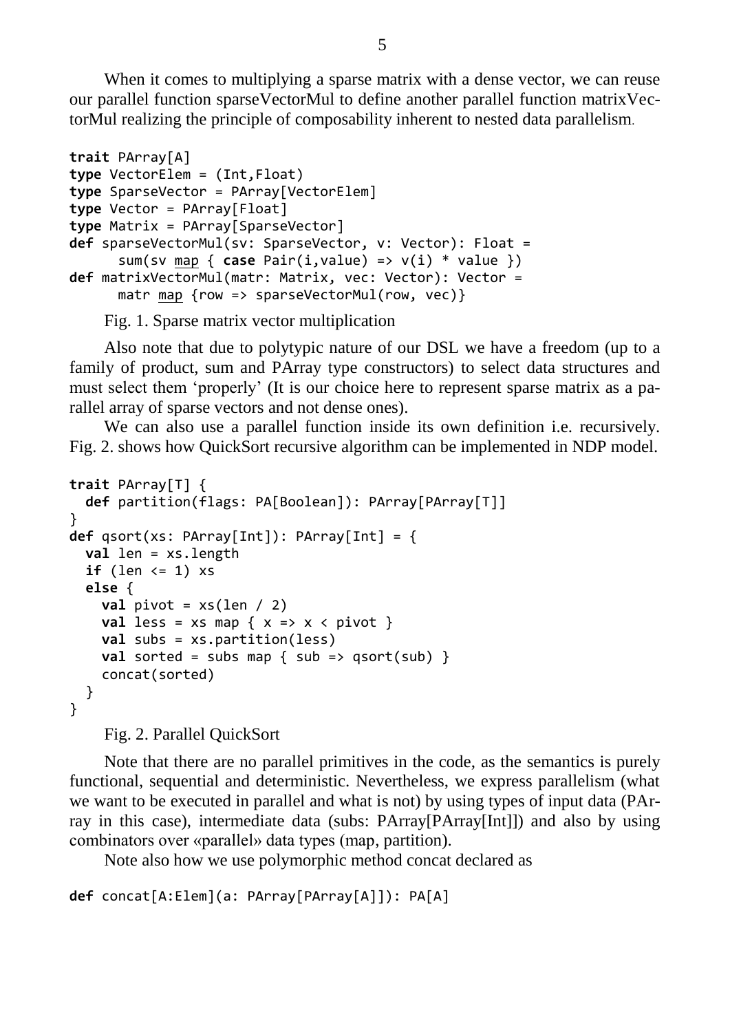When it comes to multiplying a sparse matrix with a dense vector, we can reuse our parallel function sparseVectorMul to define another parallel function matrixVectorMul realizing the principle of composability inherent to nested data parallelism.

```
trait PArray[A]
type VectorElem = (Int,Float)
type SparseVector = PArray[VectorElem]
type Vector = PArray[Float]
type Matrix = PArray[SparseVector]
def sparseVectorMul(sv: SparseVector, v: Vector): Float =
      sum(sv map { case Pair(i,value) => v(i) * value })
def matrixVectorMul(matr: Matrix, vec: Vector): Vector =
      matr map {row => sparseVectorMul(row, vec)}
```

Fig. 1. Sparse matrix vector multiplication

Also note that due to polytypic nature of our DSL we have a freedom (up to a family of product, sum and PArray type constructors) to select data structures and must select them 'properly' (It is our choice here to represent sparse matrix as a parallel array of sparse vectors and not dense ones).

We can also use a parallel function inside its own definition i.e. recursively. Fig. 2. shows how QuickSort recursive algorithm can be implemented in NDP model.

```
trait PArray[T] {
  def partition(flags: PA[Boolean]): PArray[PArray[T]]
}
def qsort(xs: PArray[Int]): PArray[Int] = {
  val len = xs.length
  if (len <= 1) xs
  else {
    val pivot = xs(len / 2)
    val less = xs map { x => x < pivot }
    val subs = xs.partition(less)
    val sorted = subs map { sub => qsort(sub) }
    concat(sorted)
  }
}
```

Fig. 2. Parallel QuickSort

Note that there are no parallel primitives in the code, as the semantics is purely functional, sequential and deterministic. Nevertheless, we express parallelism (what we want to be executed in parallel and what is not) by using types of input data (PArray in this case), intermediate data (subs: PArray[PArray[Int]]) and also by using combinators over «parallel» data types (map, partition).

Note also how we use polymorphic method concat declared as

```
def concat[A:Elem](a: PArray[PArray[A]]): PA[A]
```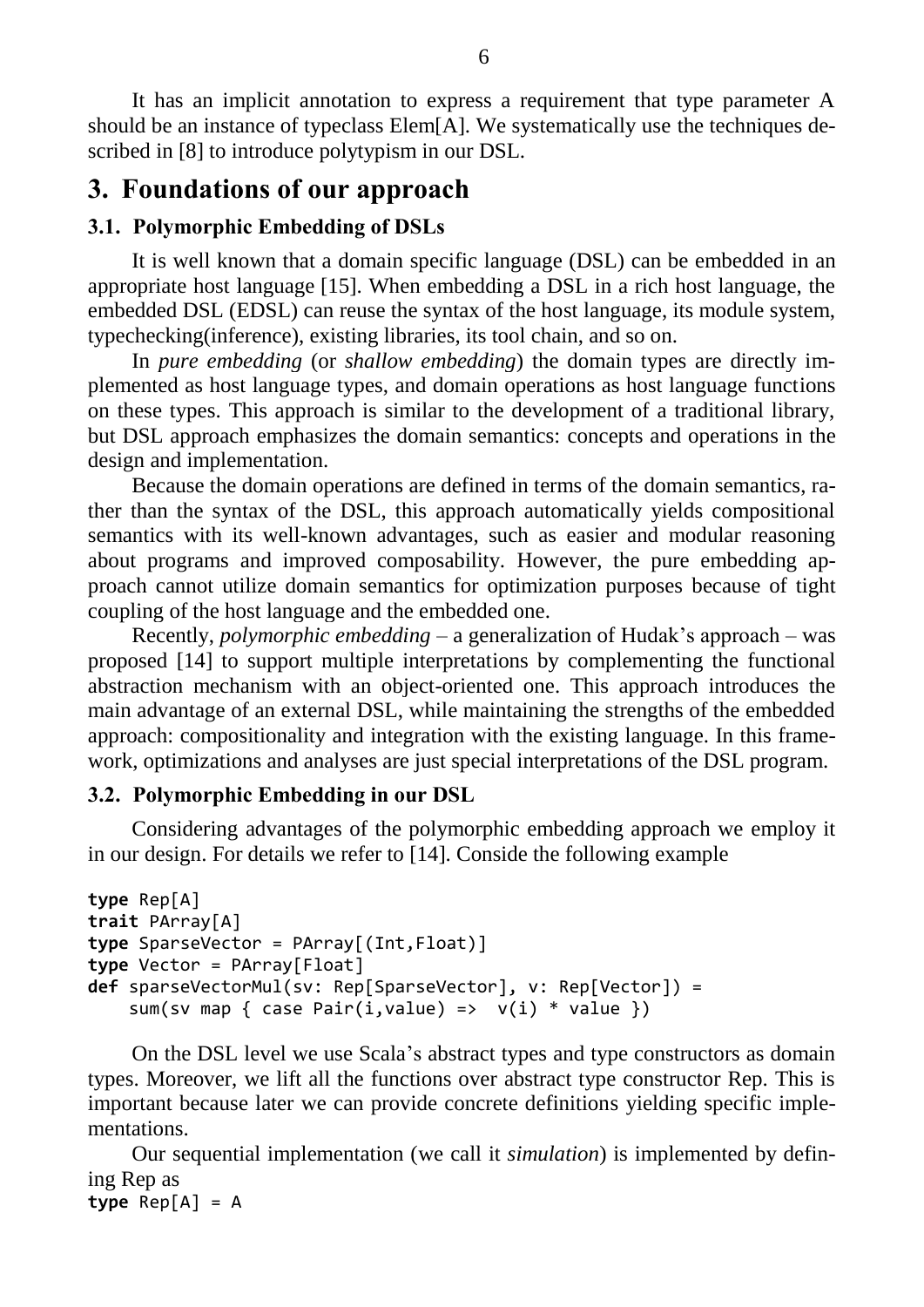It has an implicit annotation to express a requirement that type parameter A should be an instance of typeclass Elem[A]. We systematically use the techniques described in [8] to introduce polytypism in our DSL.

# 3. Foundations of our approach

## 3.1. Polymorphic Embedding of DSLs

It is well known that a domain specific language (DSL) can be embedded in an appropriate host language [15]. When embedding a DSL in a rich host language, the embedded DSL (EDSL) can reuse the syntax of the host language, its module system, typechecking(inference), existing libraries, its tool chain, and so on.

In *pure embedding* (or *shallow embedding*) the domain types are directly implemented as host language types, and domain operations as host language functions on these types. This approach is similar to the development of a traditional library, but DSL approach emphasizes the domain semantics: concepts and operations in the design and implementation.

Because the domain operations are defined in terms of the domain semantics, rather than the syntax of the DSL, this approach automatically yields compositional semantics with its well-known advantages, such as easier and modular reasoning about programs and improved composability. However, the pure embedding approach cannot utilize domain semantics for optimization purposes because of tight coupling of the host language and the embedded one.

Recently, *polymorphic embedding* – a generalization of Hudak's approach – was proposed [14] to support multiple interpretations by complementing the functional abstraction mechanism with an object-oriented one. This approach introduces the main advantage of an external DSL, while maintaining the strengths of the embedded approach: compositionality and integration with the existing language. In this framework, optimizations and analyses are just special interpretations of the DSL program.

## 3.2. Polymorphic Embedding in our DSL

Considering advantages of the polymorphic embedding approach we employ it in our design. For details we refer to [14]. Conside the following example

```
type Rep[A]
trait PArray[A]
type SparseVector = PArray[(Int,Float)]
type Vector = PArray[Float]
def sparseVectorMul(sv: Rep[SparseVector], v: Rep[Vector]) =
    sum(sv map { case Pair(i,value) =>  v(i) * value })
```

On the DSL level we use Scala's abstract types and type constructors as domain types. Moreover, we lift all the functions over abstract type constructor Rep. This is important because later we can provide concrete definitions yielding specific implementations.

Our sequential implementation (we call it *simulation*) is implemented by defining Rep as

```
type Rep[A] = A
```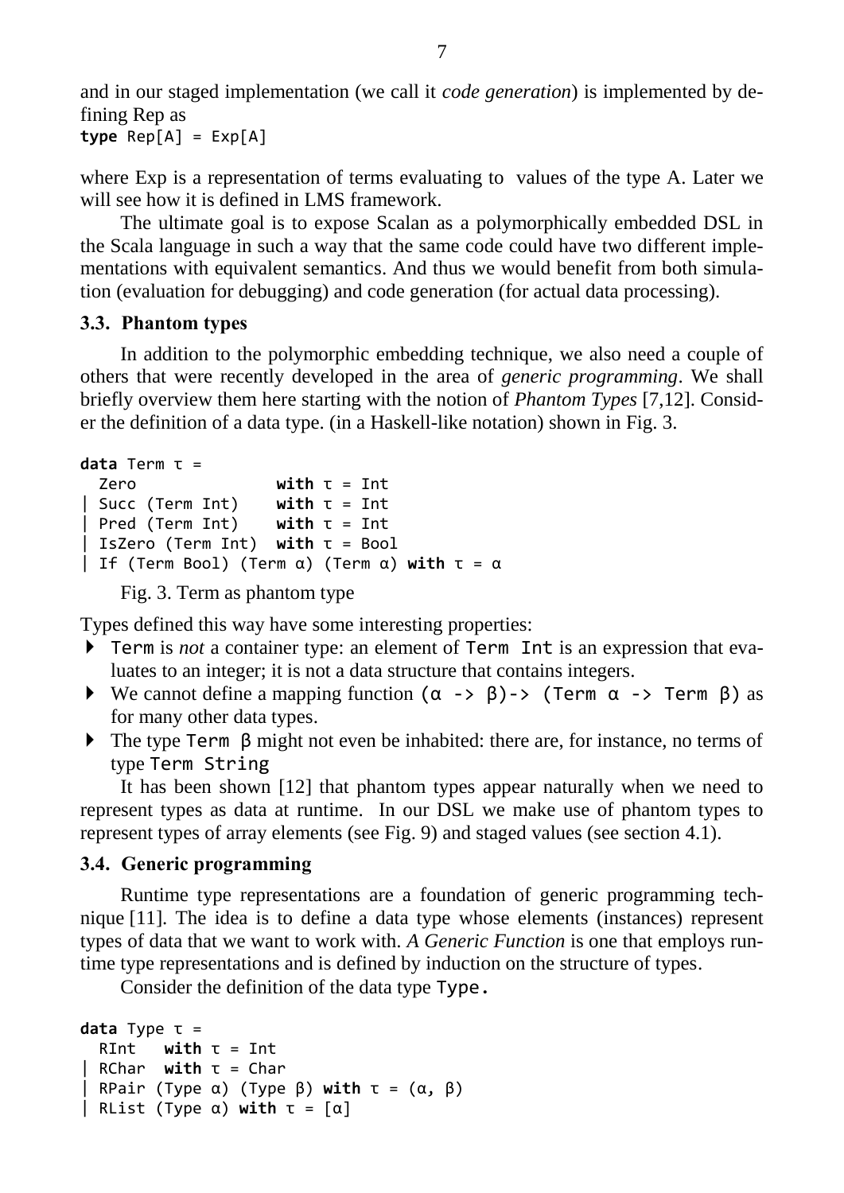and in our staged implementation (we call it *code generation*) is implemented by defining Rep as

```
type Rep[A] = Exp[A]
```

where Exp is a representation of terms evaluating to values of the type A. Later we will see how it is defined in LMS framework.

The ultimate goal is to expose Scalan as a polymorphically embedded DSL in the Scala language in such a way that the same code could have two different implementations with equivalent semantics. And thus we would benefit from both simulation (evaluation for debugging) and code generation (for actual data processing).

### 3.3. Phantom types

In addition to the polymorphic embedding technique, we also need a couple of others that were recently developed in the area of *generic programming*. We shall briefly overview them here starting with the notion of *Phantom Types* [7,12]. Consider the definition of a data type. (in a Haskell-like notation) shown in Fig. 3.

```
data Term τ =
  Zero                with τ = Int
| Succ (Term Int)     with τ = Int
| Pred (Term Int)     with τ = Int
| IsZero (Term Int)   with τ = Bool
| If (Term Bool) (Term α) (Term α) with τ = α
```

Fig. 3. Term as phantom type

Types defined this way have some interesting properties:

- `Term` is *not* a container type: an element of `Term Int` is an expression that evaluates to an integer; it is not a data structure that contains integers.
- We cannot define a mapping function `(α -> β)-> (Term α -> Term β)` as for many other data types.
- The type `Term β` might not even be inhabited: there are, for instance, no terms of type `Term String`

It has been shown [12] that phantom types appear naturally when we need to represent types as data at runtime. In our DSL we make use of phantom types to represent types of array elements (see Fig. 9) and staged values (see section 4.1).

### 3.4. Generic programming

Runtime type representations are a foundation of generic programming technique [11]. The idea is to define a data type whose elements (instances) represent types of data that we want to work with. *A Generic Function* is one that employs runtime type representations and is defined by induction on the structure of types.

Consider the definition of the data type `Type.`

```
data Type τ =
  RInt   with τ = Int
| RChar  with τ = Char
| RPair (Type α) (Type β) with τ = (α, β)
| RList (Type α) with τ = [α]
```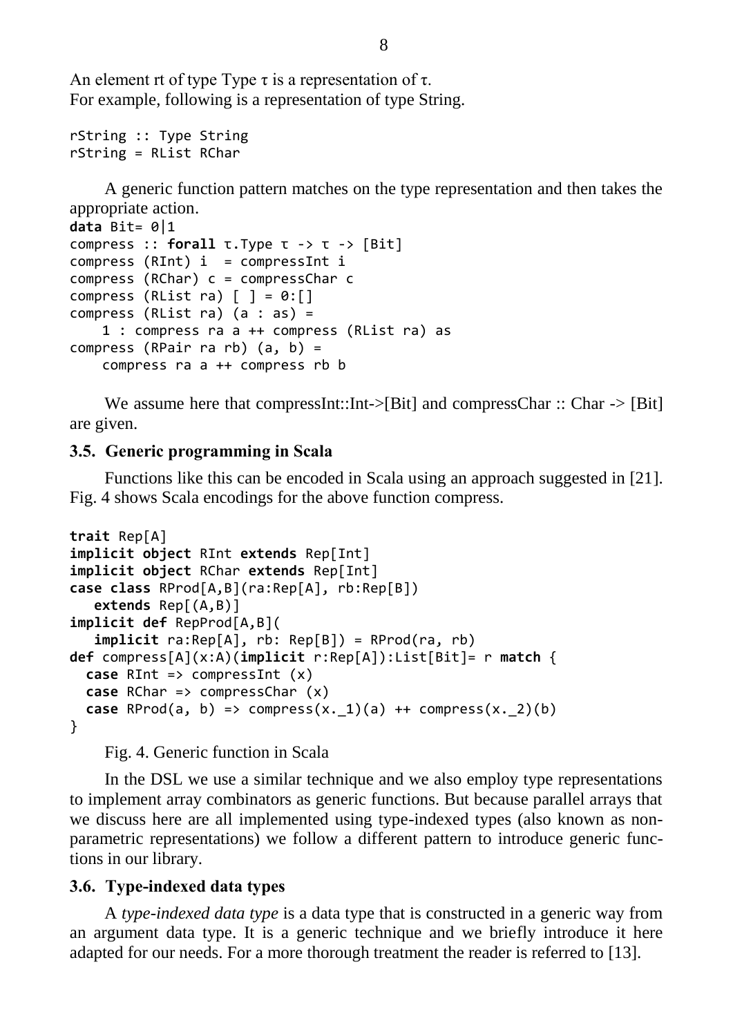An element rt of type Type τ is a representation of τ.
For example, following is a representation of type String.

```
rString :: Type String
rString = RList RChar
```

A generic function pattern matches on the type representation and then takes the appropriate action.

```
data Bit= 0|1
compress :: forall τ.Type τ -> τ -> [Bit]
compress (RInt) i  = compressInt i
compress (RChar) c = compressChar c
compress (RList ra) [ ] = 0:[]
compress (RList ra) (a : as) =
    1 : compress ra a ++ compress (RList ra) as
compress (RPair ra rb) (a, b) =
    compress ra a ++ compress rb b
```

We assume here that compressInt::Int->[Bit] and compressChar :: Char -> [Bit] are given.

### 3.5. Generic programming in Scala

Functions like this can be encoded in Scala using an approach suggested in [21]. Fig. 4 shows Scala encodings for the above function compress.

```
trait Rep[A]
implicit object RInt extends Rep[Int]
implicit object RChar extends Rep[Int]
case class RProd[A,B](ra:Rep[A], rb:Rep[B])
   extends Rep[(A,B)]
implicit def RepProd[A,B](
   implicit ra:Rep[A], rb: Rep[B]) = RProd(ra, rb)
def compress[A](x:A)(implicit r:Rep[A]):List[Bit]= r match {
  case RInt => compressInt (x)
  case RChar => compressChar (x)
  case RProd(a, b) => compress(x._1)(a) ++ compress(x._2)(b)
}
```

Fig. 4. Generic function in Scala

In the DSL we use a similar technique and we also employ type representations to implement array combinators as generic functions. But because parallel arrays that we discuss here are all implemented using type-indexed types (also known as non-parametric representations) we follow a different pattern to introduce generic functions in our library.

### 3.6. Type-indexed data types

A *type-indexed data type* is a data type that is constructed in a generic way from an argument data type. It is a generic technique and we briefly introduce it here adapted for our needs. For a more thorough treatment the reader is referred to [13].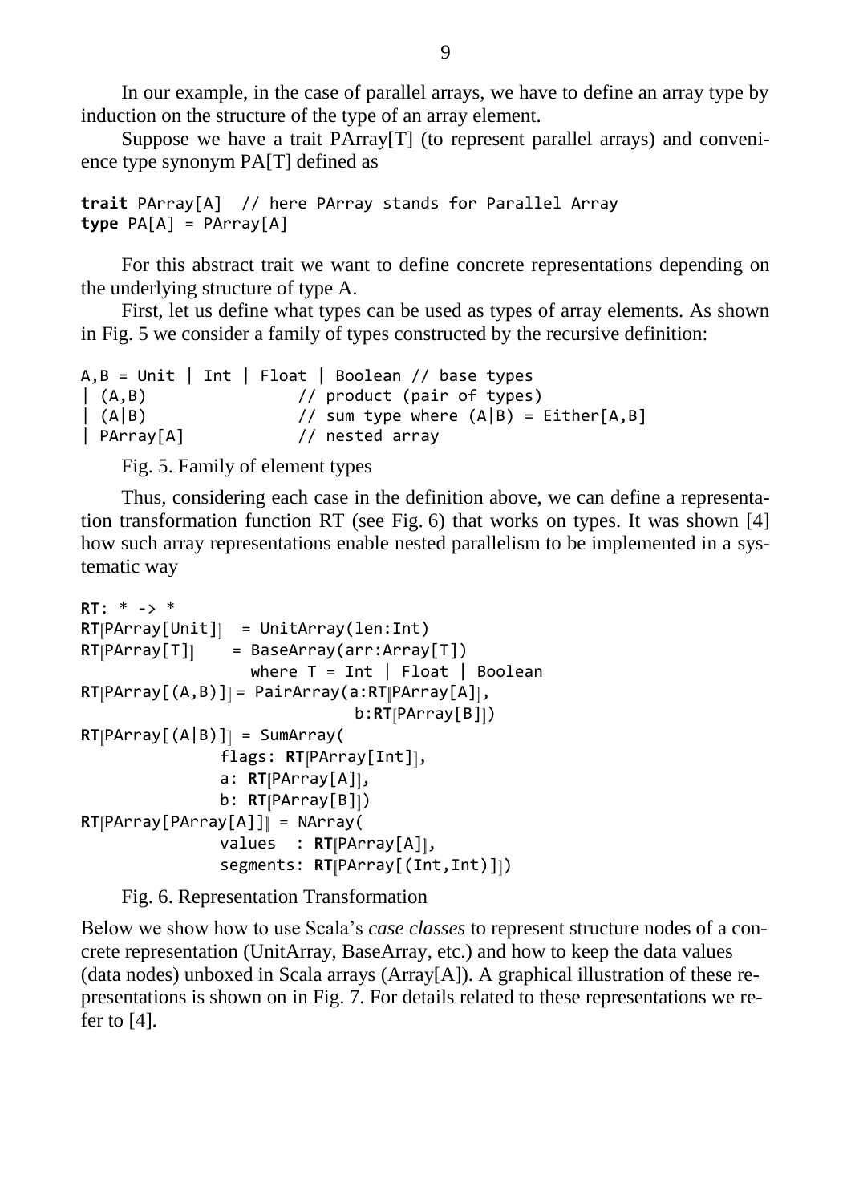In our example, in the case of parallel arrays, we have to define an array type by induction on the structure of the type of an array element.

Suppose we have a trait PArray[T] (to represent parallel arrays) and convenience type synonym PA[T] defined as

```
trait PArray[A]  // here PArray stands for Parallel Array
type PA[A] = PArray[A]
```

For this abstract trait we want to define concrete representations depending on the underlying structure of type A.

First, let us define what types can be used as types of array elements. As shown in Fig. 5 we consider a family of types constructed by the recursive definition:

```
A,B = Unit | Int | Float | Boolean // base types
| (A,B)                // product (pair of types)
| (A|B)                // sum type where (A|B) = Either[A,B]
| PArray[A]            // nested array
```

Fig. 5. Family of element types

Thus, considering each case in the definition above, we can define a representation transformation function RT (see Fig. 6) that works on types. It was shown [4] how such array representations enable nested parallelism to be implemented in a systematic way

```
RT: * -> *
RT⟦PArray[Unit]⟧  = UnitArray(len:Int)
RT⟦PArray[T]⟧     = BaseArray(arr:Array[T])
                    where T = Int | Float | Boolean
RT⟦PArray[(A,B)]⟧ = PairArray(a:RT⟦PArray[A]⟧,
                              b:RT⟦PArray[B]⟧)
RT⟦PArray[(A|B)]⟧ = SumArray(
               flags: RT⟦PArray[Int]⟧,
               a: RT⟦PArray[A]⟧,
               b: RT⟦PArray[B]⟧)
RT⟦PArray[PArray[A]]⟧ = NArray(
               values  : RT⟦PArray[A]⟧,
               segments: RT⟦PArray[(Int,Int)]⟧)
```

Fig. 6. Representation Transformation

Below we show how to use Scala's *case classes* to represent structure nodes of a concrete representation (UnitArray, BaseArray, etc.) and how to keep the data values (data nodes) unboxed in Scala arrays (Array[A]). A graphical illustration of these representations is shown on in Fig. 7. For details related to these representations we refer to [4].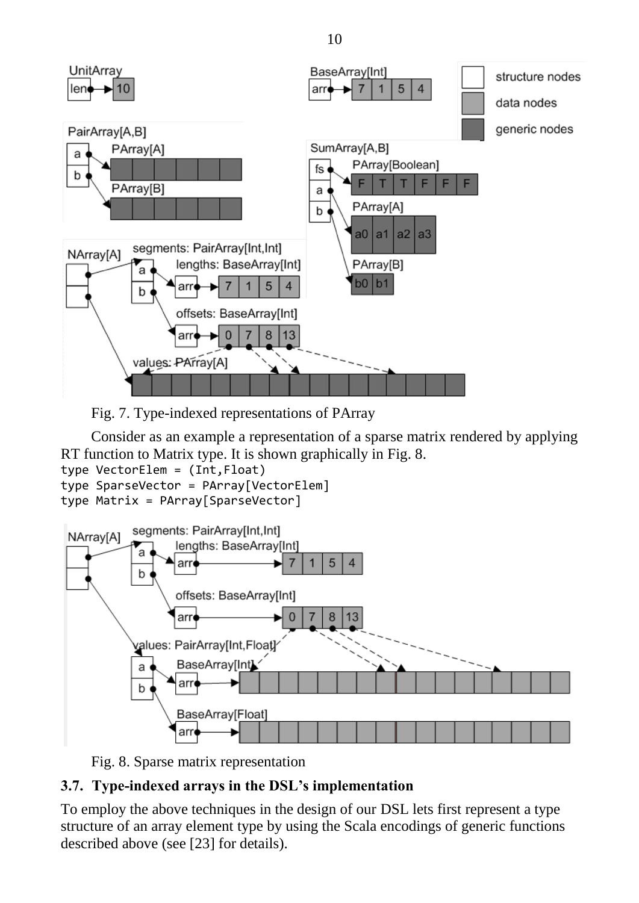Fig. 7. Type-indexed representations of PArray

Consider as an example a representation of a sparse matrix rendered by applying RT function to Matrix type. It is shown graphically in Fig. 8.

```
type VectorElem = (Int,Float)
type SparseVector = PArray[VectorElem]
type Matrix = PArray[SparseVector]
```

Fig. 8. Sparse matrix representation

### 3.7. Type-indexed arrays in the DSL's implementation

To employ the above techniques in the design of our DSL lets first represent a type structure of an array element type by using the Scala encodings of generic functions described above (see [23] for details).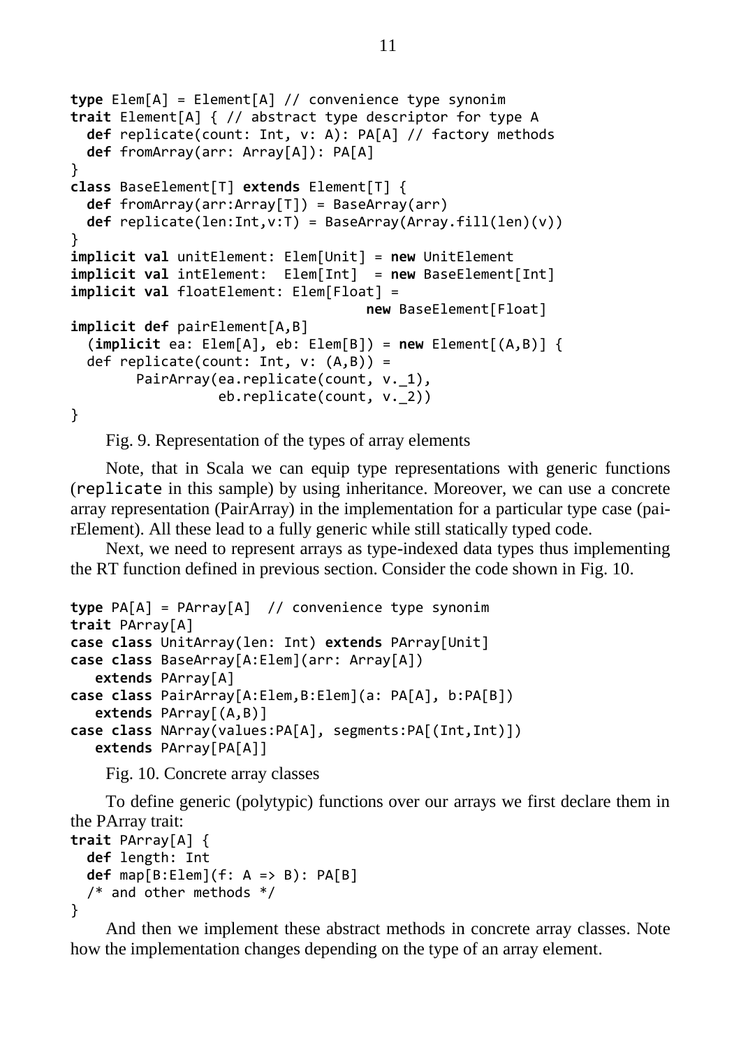```
type Elem[A] = Element[A] // convenience type synonim
trait Element[A] { // abstract type descriptor for type A
  def replicate(count: Int, v: A): PA[A] // factory methods
  def fromArray(arr: Array[A]): PA[A]
}
class BaseElement[T] extends Element[T] {
  def fromArray(arr:Array[T]) = BaseArray(arr)
  def replicate(len:Int,v:T) = BaseArray(Array.fill(len)(v))
}
implicit val unitElement: Elem[Unit] = new UnitElement
implicit val intElement:  Elem[Int]  = new BaseElement[Int]
implicit val floatElement: Elem[Float] =
                                    new BaseElement[Float]
implicit def pairElement[A,B]
  (implicit ea: Elem[A], eb: Elem[B]) = new Element[(A,B)] {
  def replicate(count: Int, v: (A,B)) =
        PairArray(ea.replicate(count, v._1),
                  eb.replicate(count, v._2))
}
```

Fig. 9. Representation of the types of array elements

Note, that in Scala we can equip type representations with generic functions (replicate in this sample) by using inheritance. Moreover, we can use a concrete array representation (PairArray) in the implementation for a particular type case (pairElement). All these lead to a fully generic while still statically typed code.

Next, we need to represent arrays as type-indexed data types thus implementing the RT function defined in previous section. Consider the code shown in Fig. 10.

```
type PA[A] = PArray[A]  // convenience type synonim
trait PArray[A]
case class UnitArray(len: Int) extends PArray[Unit]
case class BaseArray[A:Elem](arr: Array[A])
   extends PArray[A]
case class PairArray[A:Elem,B:Elem](a: PA[A], b:PA[B])
   extends PArray[(A,B)]
case class NArray(values:PA[A], segments:PA[(Int,Int)])
   extends PArray[PA[A]]
```

Fig. 10. Concrete array classes

To define generic (polytypic) functions over our arrays we first declare them in the PArray trait:

```
trait PArray[A] {
  def length: Int
  def map[B:Elem](f: A => B): PA[B]
  /* and other methods */
}
```

And then we implement these abstract methods in concrete array classes. Note how the implementation changes depending on the type of an array element.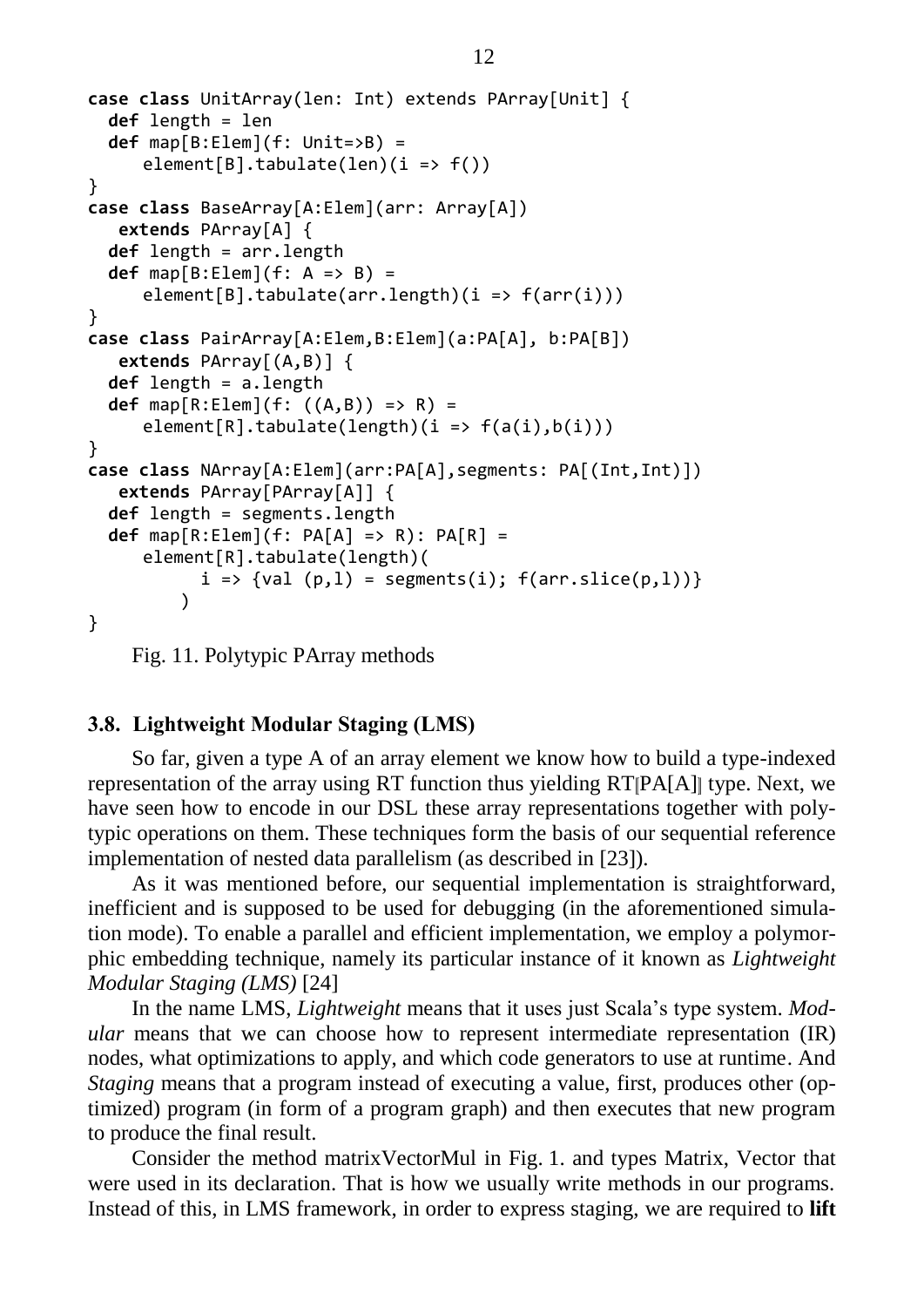```
case class UnitArray(len: Int) extends PArray[Unit] {
  def length = len
  def map[B:Elem](f: Unit=>B) =
     element[B].tabulate(len)(i => f())
}
case class BaseArray[A:Elem](arr: Array[A])
   extends PArray[A] {
  def length = arr.length
  def map[B:Elem](f: A => B) =
     element[B].tabulate(arr.length)(i => f(arr(i)))
}
case class PairArray[A:Elem,B:Elem](a:PA[A], b:PA[B])
   extends PArray[(A,B)] {
  def length = a.length
  def map[R:Elem](f: ((A,B)) => R) =
     element[R].tabulate(length)(i => f(a(i),b(i)))
}
case class NArray[A:Elem](arr:PA[A],segments: PA[(Int,Int)])
   extends PArray[PArray[A]] {
  def length = segments.length
  def map[R:Elem](f: PA[A] => R): PA[R] =
     element[R].tabulate(length)(
          i => {val (p,l) = segments(i); f(arr.slice(p,l))}
        )
}
```

Fig. 11. Polytypic PArray methods

### 3.8. Lightweight Modular Staging (LMS)

So far, given a type A of an array element we know how to build a type-indexed representation of the array using RT function thus yielding RT⟦PA[A]⟧ type. Next, we have seen how to encode in our DSL these array representations together with polytypic operations on them. These techniques form the basis of our sequential reference implementation of nested data parallelism (as described in [23]).

As it was mentioned before, our sequential implementation is straightforward, inefficient and is supposed to be used for debugging (in the aforementioned simulation mode). To enable a parallel and efficient implementation, we employ a polymorphic embedding technique, namely its particular instance of it known as *Lightweight Modular Staging (LMS)* [24]

In the name LMS, *Lightweight* means that it uses just Scala's type system. *Modular* means that we can choose how to represent intermediate representation (IR) nodes, what optimizations to apply, and which code generators to use at runtime. And *Staging* means that a program instead of executing a value, first, produces other (optimized) program (in form of a program graph) and then executes that new program to produce the final result.

Consider the method matrixVectorMul in Fig. 1. and types Matrix, Vector that were used in its declaration. That is how we usually write methods in our programs. Instead of this, in LMS framework, in order to express staging, we are required to **lift**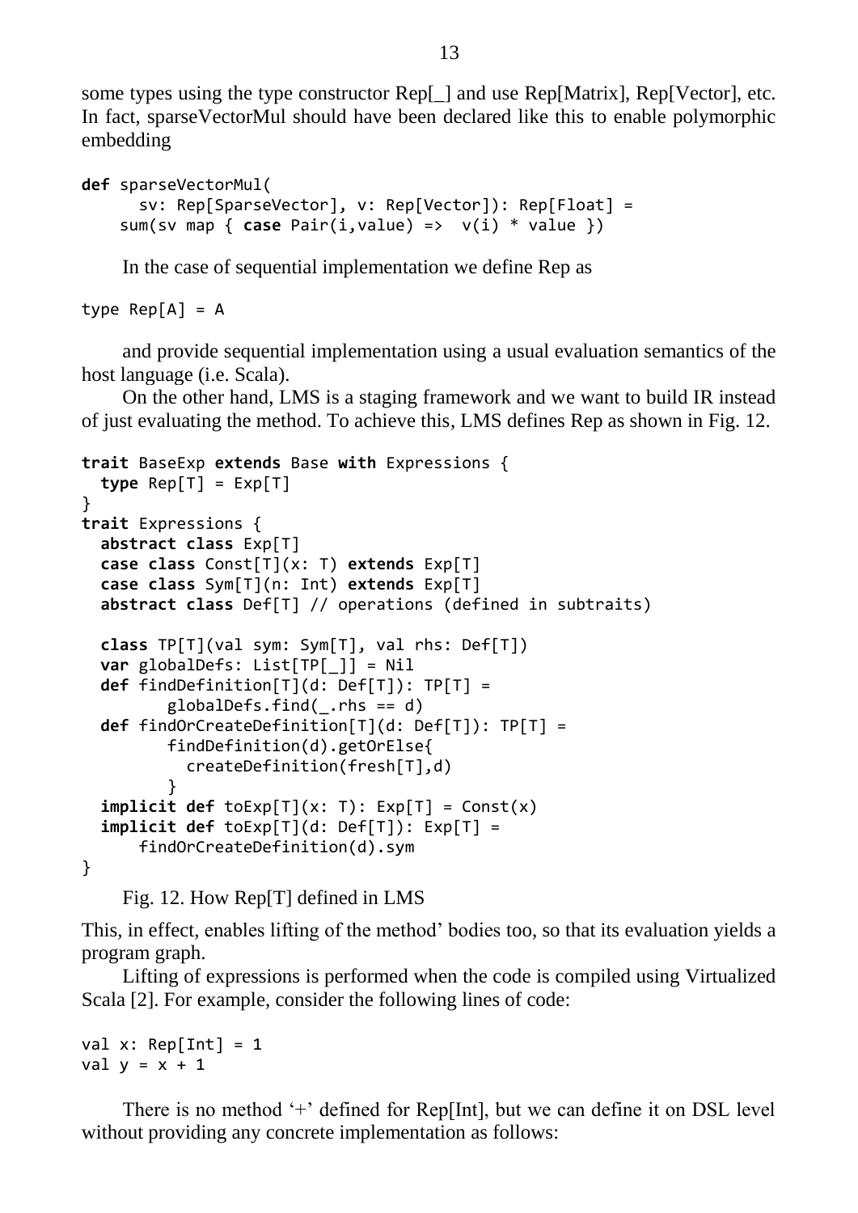some types using the type constructor Rep[_] and use Rep[Matrix], Rep[Vector], etc. In fact, sparseVectorMul should have been declared like this to enable polymorphic embedding

```
def sparseVectorMul(
      sv: Rep[SparseVector], v: Rep[Vector]): Rep[Float] =
    sum(sv map { case Pair(i,value) =>  v(i) * value })
```

In the case of sequential implementation we define Rep as

```
type Rep[A] = A
```

and provide sequential implementation using a usual evaluation semantics of the host language (i.e. Scala).

On the other hand, LMS is a staging framework and we want to build IR instead of just evaluating the method. To achieve this, LMS defines Rep as shown in Fig. 12.

```
trait BaseExp extends Base with Expressions {
  type Rep[T] = Exp[T]
}
trait Expressions {
  abstract class Exp[T]
  case class Const[T](x: T) extends Exp[T]
  case class Sym[T](n: Int) extends Exp[T]
  abstract class Def[T] // operations (defined in subtraits)

  class TP[T](val sym: Sym[T], val rhs: Def[T])
  var globalDefs: List[TP[_]] = Nil
  def findDefinition[T](d: Def[T]): TP[T] =
         globalDefs.find(_.rhs == d)
  def findOrCreateDefinition[T](d: Def[T]): TP[T] =
         findDefinition(d).getOrElse{
           createDefinition(fresh[T],d)
         }
  implicit def toExp[T](x: T): Exp[T] = Const(x)
  implicit def toExp[T](d: Def[T]): Exp[T] =
      findOrCreateDefinition(d).sym
}
```

Fig. 12. How Rep[T] defined in LMS

This, in effect, enables lifting of the method' bodies too, so that its evaluation yields a program graph.

Lifting of expressions is performed when the code is compiled using Virtualized Scala [2]. For example, consider the following lines of code:

```
val x: Rep[Int] = 1
val y = x + 1
```

There is no method '+' defined for Rep[Int], but we can define it on DSL level without providing any concrete implementation as follows: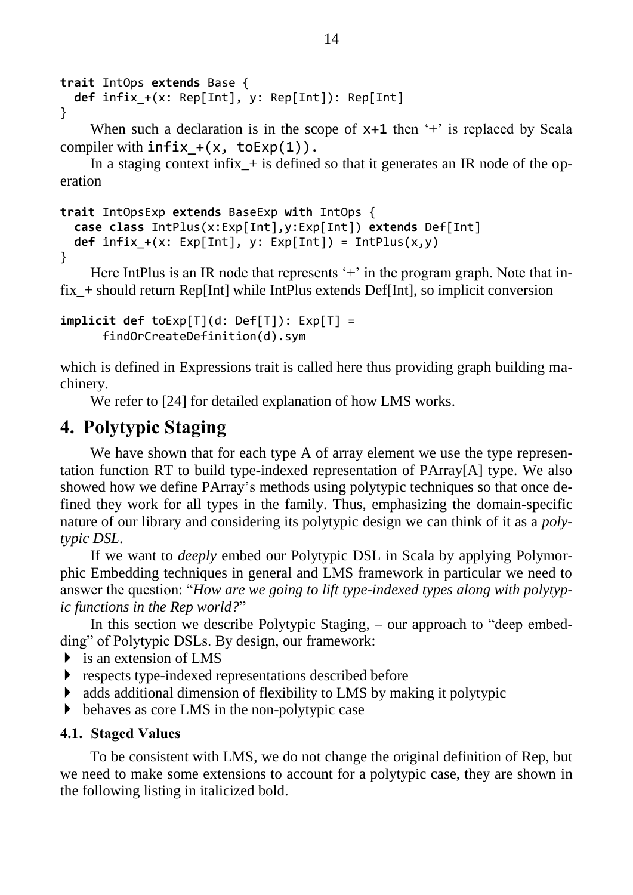```
trait IntOps extends Base {
  def infix_+(x: Rep[Int], y: Rep[Int]): Rep[Int]
}
```

When such a declaration is in the scope of `x+1` then '+' is replaced by Scala compiler with `infix_+(x, toExp(1)).`

In a staging context infix_+ is defined so that it generates an IR node of the operation

```
trait IntOpsExp extends BaseExp with IntOps {
  case class IntPlus(x:Exp[Int],y:Exp[Int]) extends Def[Int]
  def infix_+(x: Exp[Int], y: Exp[Int]) = IntPlus(x,y)
}
```

Here IntPlus is an IR node that represents '+' in the program graph. Note that infix_+ should return Rep[Int] while IntPlus extends Def[Int], so implicit conversion

```
implicit def toExp[T](d: Def[T]): Exp[T] =
      findOrCreateDefinition(d).sym
```

which is defined in Expressions trait is called here thus providing graph building machinery.

We refer to [24] for detailed explanation of how LMS works.

## 4. Polytypic Staging

We have shown that for each type A of array element we use the type representation function RT to build type-indexed representation of PArray[A] type. We also showed how we define PArray's methods using polytypic techniques so that once defined they work for all types in the family. Thus, emphasizing the domain-specific nature of our library and considering its polytypic design we can think of it as a *polytypic DSL*.

If we want to *deeply* embed our Polytypic DSL in Scala by applying Polymorphic Embedding techniques in general and LMS framework in particular we need to answer the question: "*How are we going to lift type-indexed types along with polytypic functions in the Rep world?*"

In this section we describe Polytypic Staging, – our approach to "deep embedding" of Polytypic DSLs. By design, our framework:

- is an extension of LMS
- respects type-indexed representations described before
- adds additional dimension of flexibility to LMS by making it polytypic
- behaves as core LMS in the non-polytypic case

### 4.1. Staged Values

To be consistent with LMS, we do not change the original definition of Rep, but we need to make some extensions to account for a polytypic case, they are shown in the following listing in italicized bold.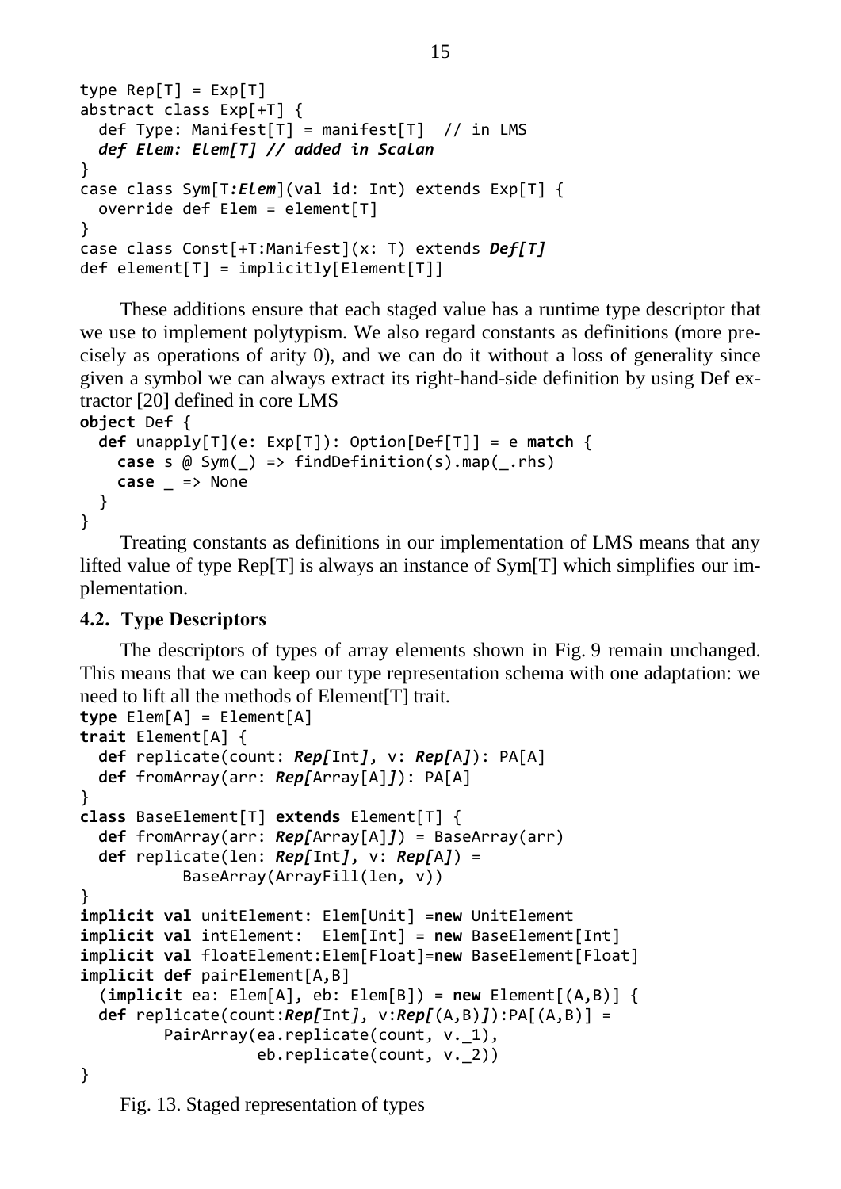```
type Rep[T] = Exp[T]
abstract class Exp[+T] {
  def Type: Manifest[T] = manifest[T]  // in LMS
  def Elem: Elem[T] // added in Scalan
}
case class Sym[T:Elem](val id: Int) extends Exp[T] {
  override def Elem = element[T]
}
case class Const[+T:Manifest](x: T) extends Def[T]
def element[T] = implicitly[Element[T]]
```

These additions ensure that each staged value has a runtime type descriptor that we use to implement polytypism. We also regard constants as definitions (more precisely as operations of arity 0), and we can do it without a loss of generality since given a symbol we can always extract its right-hand-side definition by using Def extractor [20] defined in core LMS

```
object Def {
  def unapply[T](e: Exp[T]): Option[Def[T]] = e match {
    case s @ Sym(_) => findDefinition(s).map(_.rhs)
    case _ => None
  }
}
```

Treating constants as definitions in our implementation of LMS means that any lifted value of type Rep[T] is always an instance of Sym[T] which simplifies our implementation.

### 4.2. Type Descriptors

The descriptors of types of array elements shown in Fig. 9 remain unchanged. This means that we can keep our type representation schema with one adaptation: we need to lift all the methods of Element[T] trait.

```
type Elem[A] = Element[A]
trait Element[A] {
  def replicate(count: Rep[Int], v: Rep[A]): PA[A]
  def fromArray(arr: Rep[Array[A]]): PA[A]
}
class BaseElement[T] extends Element[T] {
  def fromArray(arr: Rep[Array[A]]) = BaseArray(arr)
  def replicate(len: Rep[Int], v: Rep[A]) =
          BaseArray(ArrayFill(len, v))
}
implicit val unitElement: Elem[Unit] =new UnitElement
implicit val intElement:  Elem[Int] = new BaseElement[Int]
implicit val floatElement:Elem[Float]=new BaseElement[Float]
implicit def pairElement[A,B]
  (implicit ea: Elem[A], eb: Elem[B]) = new Element[(A,B)] {
  def replicate(count:Rep[Int], v:Rep[(A,B)]):PA[(A,B)] =
        PairArray(ea.replicate(count, v._1),
                  eb.replicate(count, v._2))
}
```

Fig. 13. Staged representation of types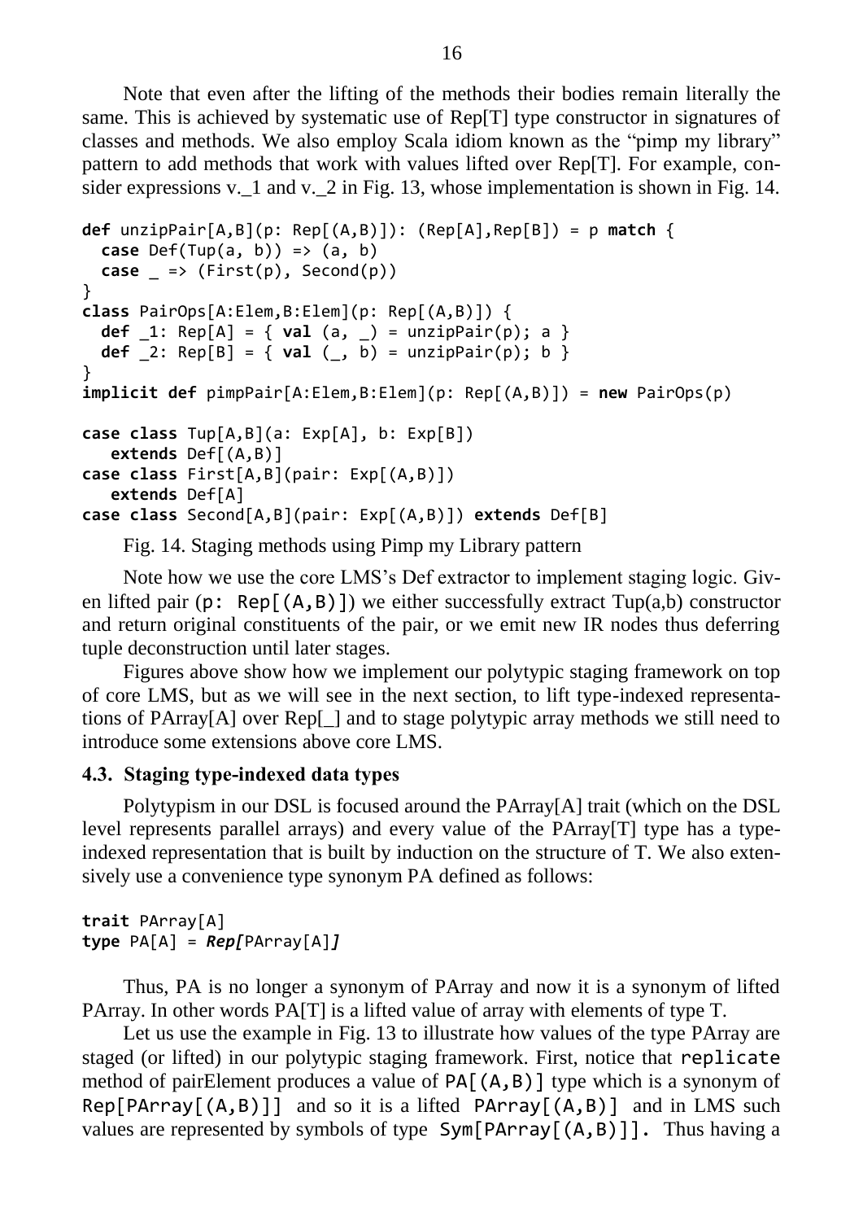Note that even after the lifting of the methods their bodies remain literally the same. This is achieved by systematic use of Rep[T] type constructor in signatures of classes and methods. We also employ Scala idiom known as the "pimp my library" pattern to add methods that work with values lifted over Rep[T]. For example, consider expressions v._1 and v._2 in Fig. 13, whose implementation is shown in Fig. 14.

```
def unzipPair[A,B](p: Rep[(A,B)]): (Rep[A],Rep[B]) = p match {
  case Def(Tup(a, b)) => (a, b)
  case _ => (First(p), Second(p))
}
class PairOps[A:Elem,B:Elem](p: Rep[(A,B)]) {
  def _1: Rep[A] = { val (a, _) = unzipPair(p); a }
  def _2: Rep[B] = { val (_, b) = unzipPair(p); b }
}
implicit def pimpPair[A:Elem,B:Elem](p: Rep[(A,B)]) = new PairOps(p)

case class Tup[A,B](a: Exp[A], b: Exp[B])
   extends Def[(A,B)]
case class First[A,B](pair: Exp[(A,B)])
   extends Def[A]
case class Second[A,B](pair: Exp[(A,B)]) extends Def[B]
```

Fig. 14. Staging methods using Pimp my Library pattern

Note how we use the core LMS's Def extractor to implement staging logic. Given lifted pair (`p: Rep[(A,B)]`) we either successfully extract Tup(a,b) constructor and return original constituents of the pair, or we emit new IR nodes thus deferring tuple deconstruction until later stages.

Figures above show how we implement our polytypic staging framework on top of core LMS, but as we will see in the next section, to lift type-indexed representations of PArray[A] over Rep[_] and to stage polytypic array methods we still need to introduce some extensions above core LMS.

### 4.3. Staging type-indexed data types

Polytypism in our DSL is focused around the PArray[A] trait (which on the DSL level represents parallel arrays) and every value of the PArray[T] type has a type-indexed representation that is built by induction on the structure of T. We also extensively use a convenience type synonym PA defined as follows:

```
trait PArray[A]
type PA[A] = Rep[PArray[A]]
```

Thus, PA is no longer a synonym of PArray and now it is a synonym of lifted PArray. In other words PA[T] is a lifted value of array with elements of type T.

Let us use the example in Fig. 13 to illustrate how values of the type PArray are staged (or lifted) in our polytypic staging framework. First, notice that `replicate` method of pairElement produces a value of `PA[(A,B)]` type which is a synonym of `Rep[PArray[(A,B)]]` and so it is a lifted `PArray[(A,B)]` and in LMS such values are represented by symbols of type `Sym[PArray[(A,B)]]`. Thus having a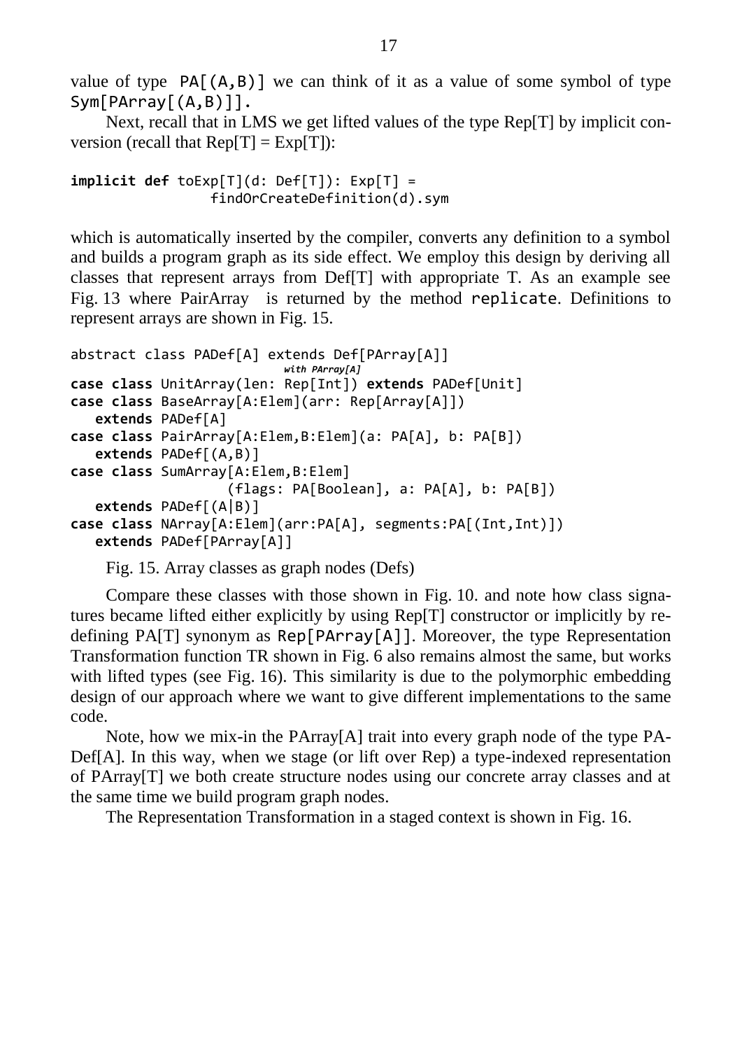value of type `PA[(A,B)]` we can think of it as a value of some symbol of type `Sym[PArray[(A,B)]]`.

Next, recall that in LMS we get lifted values of the type Rep[T] by implicit conversion (recall that Rep[T] = Exp[T]):

```
implicit def toExp[T](d: Def[T]): Exp[T] =
                findOrCreateDefinition(d).sym
```

which is automatically inserted by the compiler, converts any definition to a symbol and builds a program graph as its side effect. We employ this design by deriving all classes that represent arrays from Def[T] with appropriate T. As an example see Fig. 13 where PairArray is returned by the method `replicate`. Definitions to represent arrays are shown in Fig. 15.

```
abstract class PADef[A] extends Def[PArray[A]]
                           with PArray[A]
case class UnitArray(len: Rep[Int]) extends PADef[Unit]
case class BaseArray[A:Elem](arr: Rep[Array[A]])
   extends PADef[A]
case class PairArray[A:Elem,B:Elem](a: PA[A], b: PA[B])
   extends PADef[(A,B)]
case class SumArray[A:Elem,B:Elem]
                 (flags: PA[Boolean], a: PA[A], b: PA[B])
   extends PADef[(A|B)]
case class NArray[A:Elem](arr:PA[A], segments:PA[(Int,Int)])
   extends PADef[PArray[A]]
```

Fig. 15. Array classes as graph nodes (Defs)

Compare these classes with those shown in Fig. 10. and note how class signatures became lifted either explicitly by using Rep[T] constructor or implicitly by redefining PA[T] synonym as `Rep[PArray[A]]`. Moreover, the type Representation Transformation function TR shown in Fig. 6 also remains almost the same, but works with lifted types (see Fig. 16). This similarity is due to the polymorphic embedding design of our approach where we want to give different implementations to the same code.

Note, how we mix-in the PArray[A] trait into every graph node of the type PADef[A]. In this way, when we stage (or lift over Rep) a type-indexed representation of PArray[T] we both create structure nodes using our concrete array classes and at the same time we build program graph nodes.

The Representation Transformation in a staged context is shown in Fig. 16.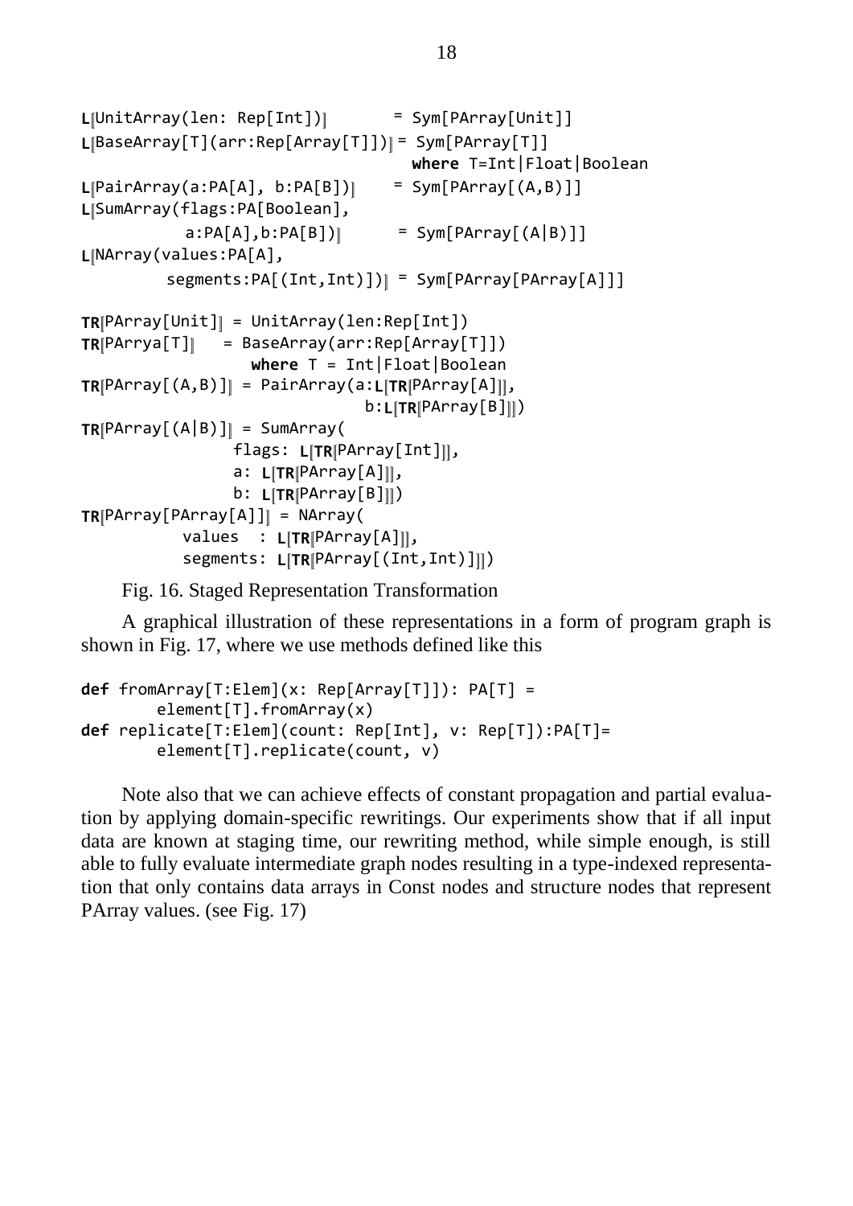```
L⟦UnitArray(len: Rep[Int])⟧       = Sym[PArray[Unit]]
L⟦BaseArray[T](arr:Rep[Array[T]])⟧= Sym[PArray[T]]
                                    where T=Int|Float|Boolean
L⟦PairArray(a:PA[A], b:PA[B])⟧    = Sym[PArray[(A,B)]]
L⟦SumArray(flags:PA[Boolean],
           a:PA[A],b:PA[B])⟧      = Sym[PArray[(A|B)]]
L⟦NArray(values:PA[A],
         segments:PA[(Int,Int)])⟧ = Sym[PArray[PArray[A]]]

TR⟦PArray[Unit]⟧ = UnitArray(len:Rep[Int])
TR⟦PArrya[T]⟧    = BaseArray(arr:Rep[Array[T]])
                   where T = Int|Float|Boolean
TR⟦PArray[(A,B)]⟧ = PairArray(a:L⟦TR⟦PArray[A]⟧⟧,
                              b:L⟦TR⟦PArray[B]⟧⟧)
TR⟦PArray[(A|B)]⟧ = SumArray(
                flags: L⟦TR⟦PArray[Int]⟧⟧,
                a: L⟦TR⟦PArray[A]⟧⟧,
                b: L⟦TR⟦PArray[B]⟧⟧)
TR⟦PArray[PArray[A]]⟧ = NArray(
           values  : L⟦TR⟦PArray[A]⟧⟧,
           segments: L⟦TR⟦PArray[(Int,Int)]⟧⟧)
```

Fig. 16. Staged Representation Transformation

A graphical illustration of these representations in a form of program graph is shown in Fig. 17, where we use methods defined like this

```
def fromArray[T:Elem](x: Rep[Array[T]]): PA[T] =
        element[T].fromArray(x)
def replicate[T:Elem](count: Rep[Int], v: Rep[T]):PA[T]=
        element[T].replicate(count, v)
```

Note also that we can achieve effects of constant propagation and partial evaluation by applying domain-specific rewritings. Our experiments show that if all input data are known at staging time, our rewriting method, while simple enough, is still able to fully evaluate intermediate graph nodes resulting in a type-indexed representation that only contains data arrays in Const nodes and structure nodes that represent PArray values. (see Fig. 17)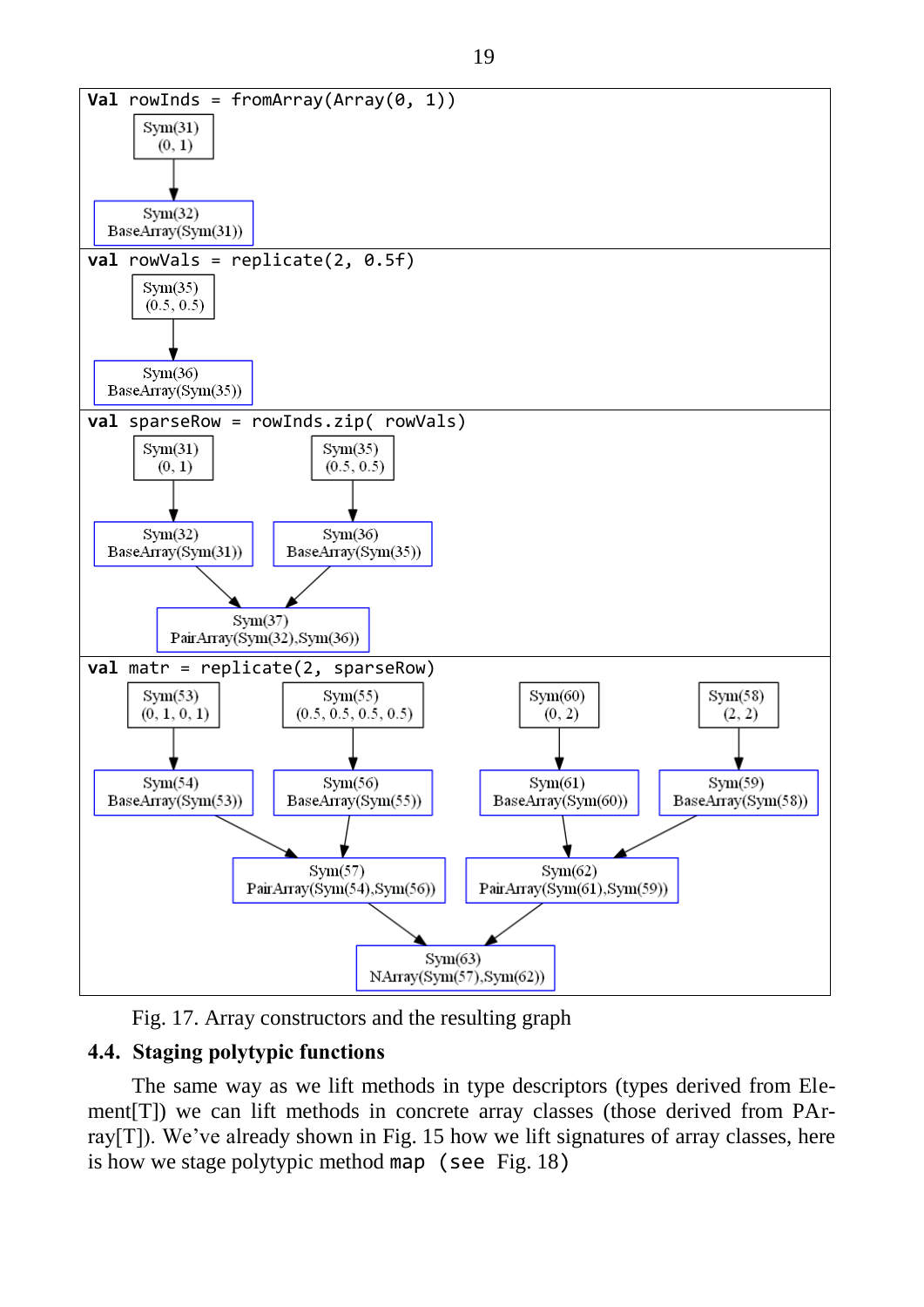```
Val rowInds = fromArray(Array(0, 1))
```

Sym(31)
(0, 1)

Sym(32)
BaseArray(Sym(31))

```
val rowVals = replicate(2, 0.5f)
```

Sym(35)
(0.5, 0.5)

Sym(36)
BaseArray(Sym(35))

```
val sparseRow = rowInds.zip( rowVals)
```

Sym(31)
(0, 1)

Sym(35)
(0.5, 0.5)

Sym(32)
BaseArray(Sym(31))

Sym(36)
BaseArray(Sym(35))

Sym(37)
PairArray(Sym(32),Sym(36))

```
val matr = replicate(2, sparseRow)
```

Sym(53)
(0, 1, 0, 1)

Sym(55)
(0.5, 0.5, 0.5, 0.5)

Sym(60)
(0, 2)

Sym(58)
(2, 2)

Sym(54)
BaseArray(Sym(53))

Sym(56)
BaseArray(Sym(55))

Sym(61)
BaseArray(Sym(60))

Sym(59)
BaseArray(Sym(58))

Sym(57)
PairArray(Sym(54),Sym(56))

Sym(62)
PairArray(Sym(61),Sym(59))

Sym(63)
NArray(Sym(57),Sym(62))

Fig. 17. Array constructors and the resulting graph

### 4.4. Staging polytypic functions

The same way as we lift methods in type descriptors (types derived from Element[T]) we can lift methods in concrete array classes (those derived from PArray[T]). We've already shown in Fig. 15 how we lift signatures of array classes, here is how we stage polytypic method `map` (see Fig. 18)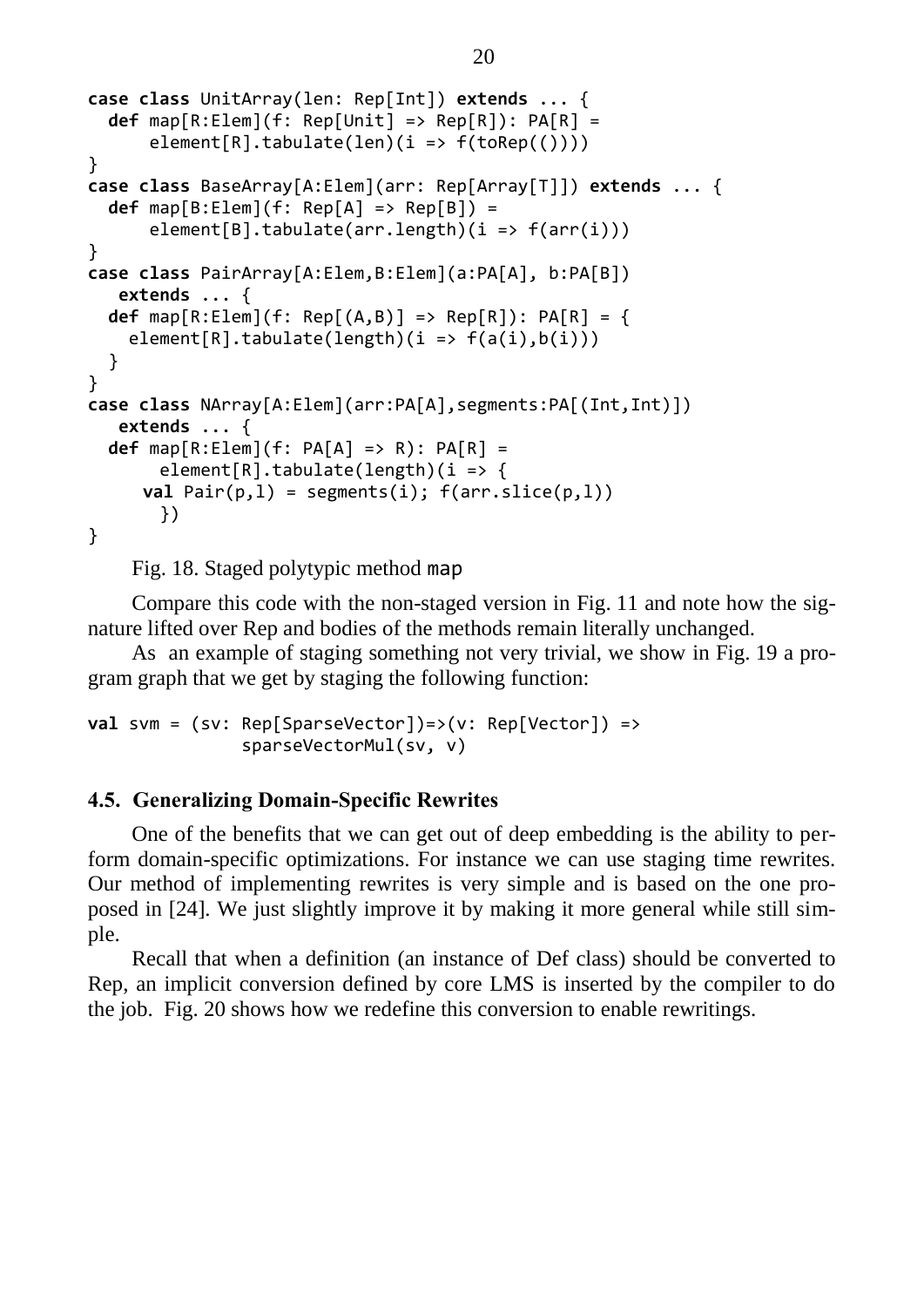```
case class UnitArray(len: Rep[Int]) extends ... {
  def map[R:Elem](f: Rep[Unit] => Rep[R]): PA[R] =
      element[R].tabulate(len)(i => f(toRep(())))
}
case class BaseArray[A:Elem](arr: Rep[Array[T]]) extends ... {
  def map[B:Elem](f: Rep[A] => Rep[B]) =
      element[B].tabulate(arr.length)(i => f(arr(i)))
}
case class PairArray[A:Elem,B:Elem](a:PA[A], b:PA[B])
   extends ... {
  def map[R:Elem](f: Rep[(A,B)] => Rep[R]): PA[R] = {
    element[R].tabulate(length)(i => f(a(i),b(i)))
  }
}
case class NArray[A:Elem](arr:PA[A],segments:PA[(Int,Int)])
   extends ... {
  def map[R:Elem](f: PA[A] => R): PA[R] =
       element[R].tabulate(length)(i => {
     val Pair(p,l) = segments(i); f(arr.slice(p,l))
       })
}
```

Fig. 18. Staged polytypic method map

Compare this code with the non-staged version in Fig. 11 and note how the signature lifted over Rep and bodies of the methods remain literally unchanged.

As an example of staging something not very trivial, we show in Fig. 19 a program graph that we get by staging the following function:

```
val svm = (sv: Rep[SparseVector])=>(v: Rep[Vector]) =>
              sparseVectorMul(sv, v)
```

### 4.5. Generalizing Domain-Specific Rewrites

One of the benefits that we can get out of deep embedding is the ability to perform domain-specific optimizations. For instance we can use staging time rewrites. Our method of implementing rewrites is very simple and is based on the one proposed in [24]. We just slightly improve it by making it more general while still simple.

Recall that when a definition (an instance of Def class) should be converted to Rep, an implicit conversion defined by core LMS is inserted by the compiler to do the job. Fig. 20 shows how we redefine this conversion to enable rewritings.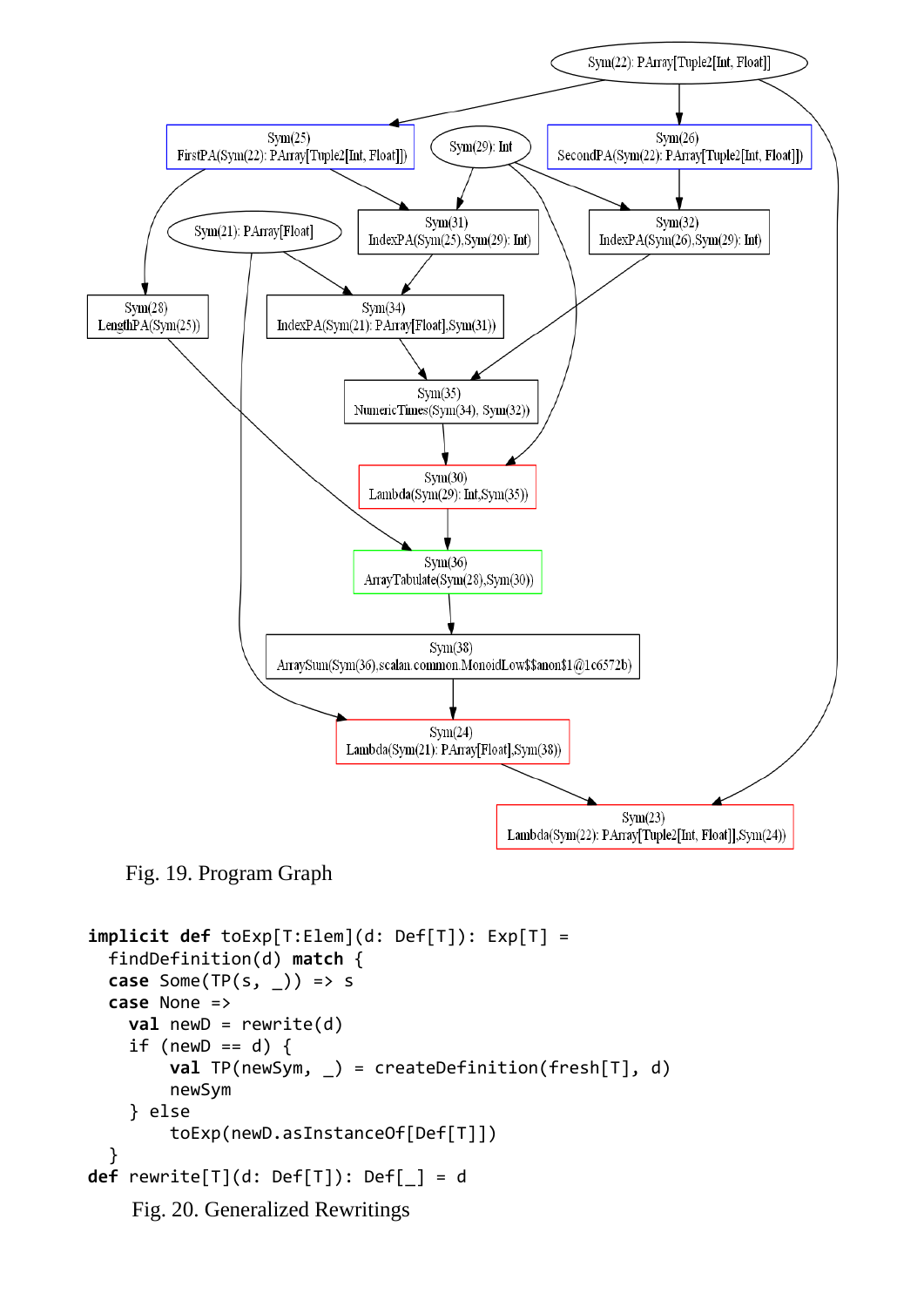Fig. 19. Program Graph

```
implicit def toExp[T:Elem](d: Def[T]): Exp[T] =
  findDefinition(d) match {
  case Some(TP(s, _)) => s
  case None =>
    val newD = rewrite(d)
    if (newD == d) {
        val TP(newSym, _) = createDefinition(fresh[T], d)
        newSym
    } else
        toExp(newD.asInstanceOf[Def[T]])
  }
def rewrite[T](d: Def[T]): Def[_] = d
```

Fig. 20. Generalized Rewritings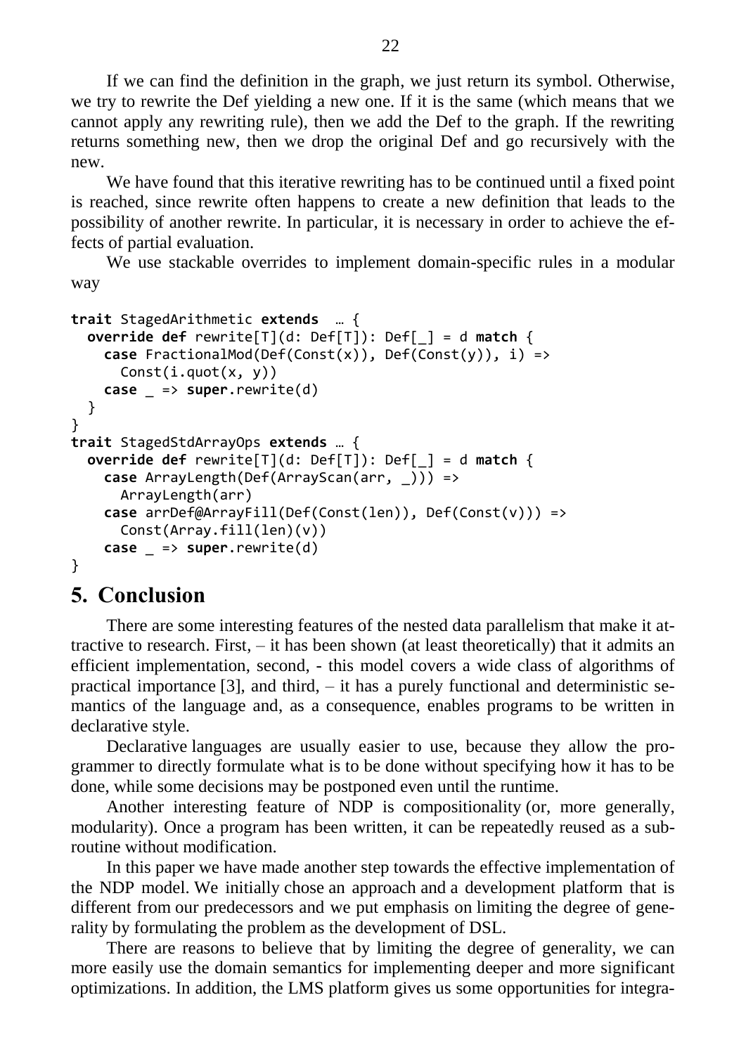If we can find the definition in the graph, we just return its symbol. Otherwise, we try to rewrite the Def yielding a new one. If it is the same (which means that we cannot apply any rewriting rule), then we add the Def to the graph. If the rewriting returns something new, then we drop the original Def and go recursively with the new.

We have found that this iterative rewriting has to be continued until a fixed point is reached, since rewrite often happens to create a new definition that leads to the possibility of another rewrite. In particular, it is necessary in order to achieve the effects of partial evaluation.

We use stackable overrides to implement domain-specific rules in a modular way

```
trait StagedArithmetic extends  … {
  override def rewrite[T](d: Def[T]): Def[_] = d match {
    case FractionalMod(Def(Const(x)), Def(Const(y)), i) =>
      Const(i.quot(x, y))
    case _ => super.rewrite(d)
  }
}
trait StagedStdArrayOps extends … {
  override def rewrite[T](d: Def[T]): Def[_] = d match {
    case ArrayLength(Def(ArrayScan(arr, _))) =>
      ArrayLength(arr)
    case arrDef@ArrayFill(Def(Const(len)), Def(Const(v))) =>
      Const(Array.fill(len)(v))
    case _ => super.rewrite(d)
}
```

## 5. Conclusion

There are some interesting features of the nested data parallelism that make it attractive to research. First, – it has been shown (at least theoretically) that it admits an efficient implementation, second, - this model covers a wide class of algorithms of practical importance [3], and third, – it has a purely functional and deterministic semantics of the language and, as a consequence, enables programs to be written in declarative style.

Declarative languages are usually easier to use, because they allow the programmer to directly formulate what is to be done without specifying how it has to be done, while some decisions may be postponed even until the runtime.

Another interesting feature of NDP is compositionality (or, more generally, modularity). Once a program has been written, it can be repeatedly reused as a subroutine without modification.

In this paper we have made another step towards the effective implementation of the NDP model. We initially chose an approach and a development platform that is different from our predecessors and we put emphasis on limiting the degree of generality by formulating the problem as the development of DSL.

There are reasons to believe that by limiting the degree of generality, we can more easily use the domain semantics for implementing deeper and more significant optimizations. In addition, the LMS platform gives us some opportunities for integra-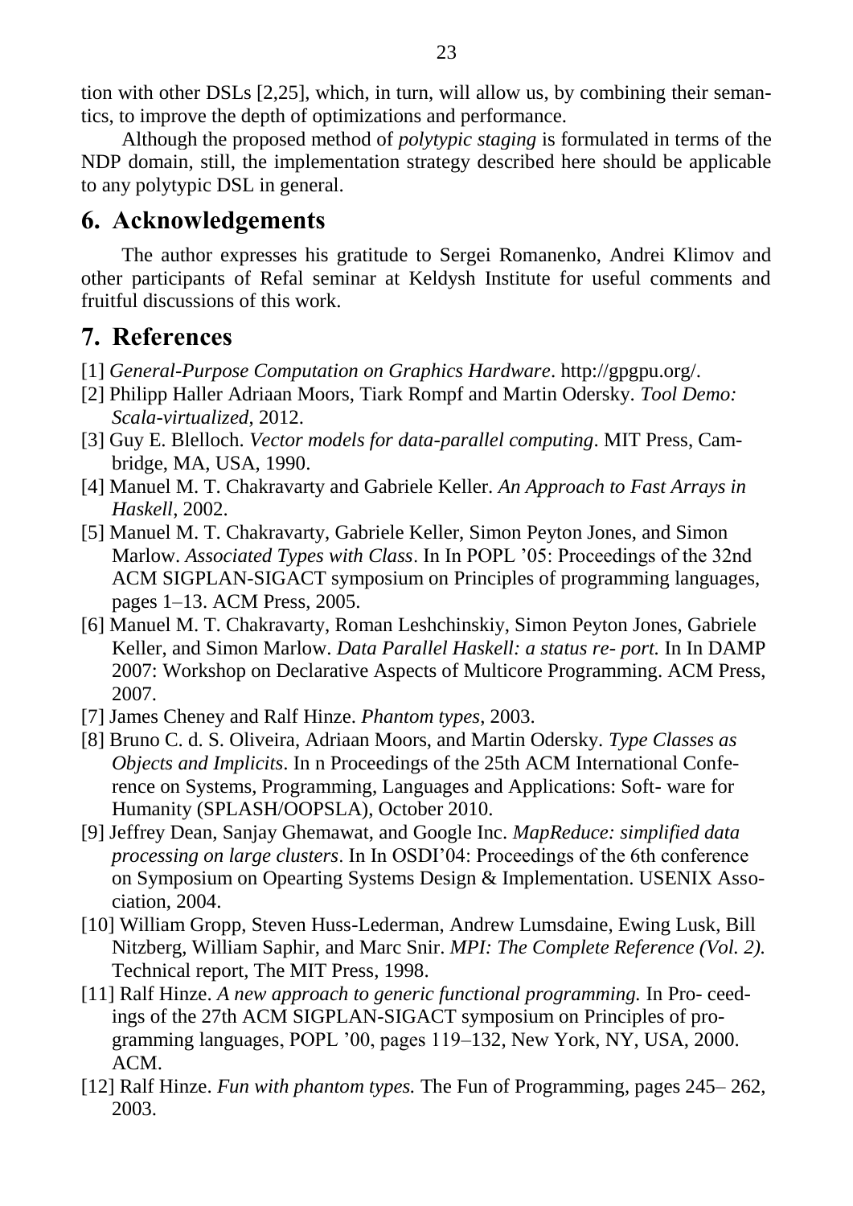tion with other DSLs [2,25], which, in turn, will allow us, by combining their semantics, to improve the depth of optimizations and performance.

Although the proposed method of *polytypic staging* is formulated in terms of the NDP domain, still, the implementation strategy described here should be applicable to any polytypic DSL in general.

## 6. Acknowledgements

The author expresses his gratitude to Sergei Romanenko, Andrei Klimov and other participants of Refal seminar at Keldysh Institute for useful comments and fruitful discussions of this work.

## 7. References

[1] *General-Purpose Computation on Graphics Hardware*. http://gpgpu.org/.

[2] Philipp Haller Adriaan Moors, Tiark Rompf and Martin Odersky. *Tool Demo: Scala-virtualized*, 2012.

[3] Guy E. Blelloch. *Vector models for data-parallel computing*. MIT Press, Cambridge, MA, USA, 1990.

[4] Manuel M. T. Chakravarty and Gabriele Keller. *An Approach to Fast Arrays in Haskell*, 2002.

[5] Manuel M. T. Chakravarty, Gabriele Keller, Simon Peyton Jones, and Simon Marlow. *Associated Types with Class*. In In POPL '05: Proceedings of the 32nd ACM SIGPLAN-SIGACT symposium on Principles of programming languages, pages 1–13. ACM Press, 2005.

[6] Manuel M. T. Chakravarty, Roman Leshchinskiy, Simon Peyton Jones, Gabriele Keller, and Simon Marlow. *Data Parallel Haskell: a status re- port.* In In DAMP 2007: Workshop on Declarative Aspects of Multicore Programming. ACM Press, 2007.

[7] James Cheney and Ralf Hinze. *Phantom types*, 2003.

[8] Bruno C. d. S. Oliveira, Adriaan Moors, and Martin Odersky. *Type Classes as Objects and Implicits*. In n Proceedings of the 25th ACM International Conference on Systems, Programming, Languages and Applications: Soft- ware for Humanity (SPLASH/OOPSLA), October 2010.

[9] Jeffrey Dean, Sanjay Ghemawat, and Google Inc. *MapReduce: simplified data processing on large clusters*. In In OSDI'04: Proceedings of the 6th conference on Symposium on Opearting Systems Design & Implementation. USENIX Association, 2004.

[10] William Gropp, Steven Huss-Lederman, Andrew Lumsdaine, Ewing Lusk, Bill Nitzberg, William Saphir, and Marc Snir. *MPI: The Complete Reference (Vol. 2).* Technical report, The MIT Press, 1998.

[11] Ralf Hinze. *A new approach to generic functional programming.* In Pro- ceedings of the 27th ACM SIGPLAN-SIGACT symposium on Principles of programming languages, POPL '00, pages 119–132, New York, NY, USA, 2000. ACM.

[12] Ralf Hinze. *Fun with phantom types.* The Fun of Programming, pages 245– 262, 2003.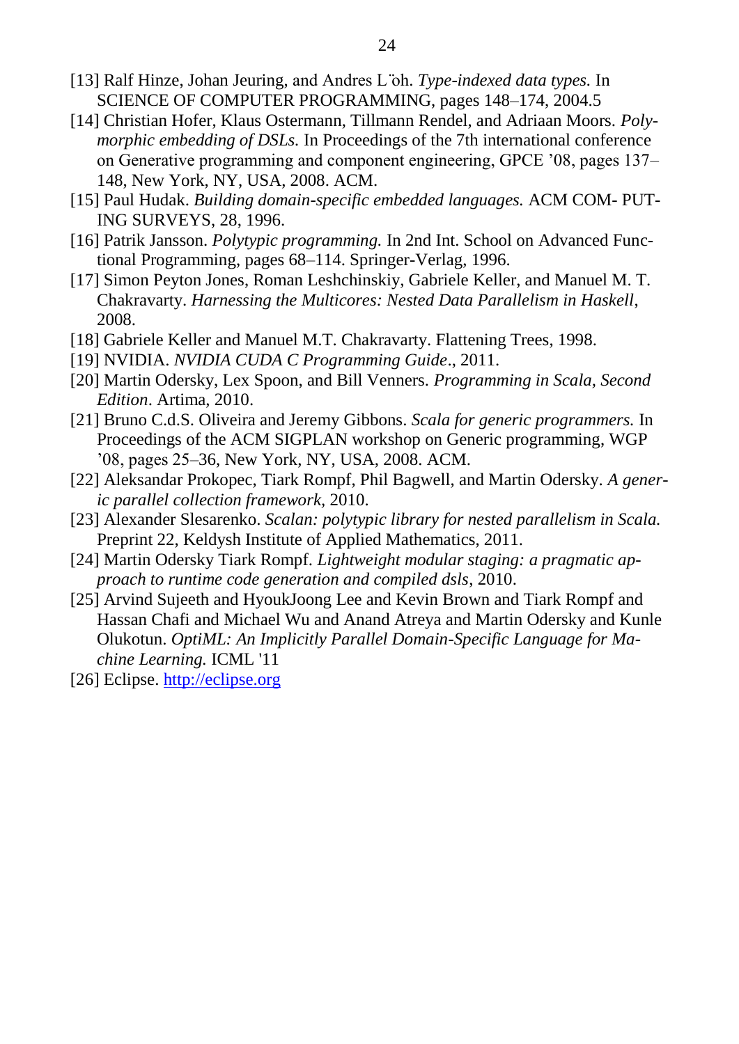- [13] Ralf Hinze, Johan Jeuring, and Andres L ̈oh. *Type-indexed data types.* In SCIENCE OF COMPUTER PROGRAMMING, pages 148–174, 2004.5
- [14] Christian Hofer, Klaus Ostermann, Tillmann Rendel, and Adriaan Moors. *Polymorphic embedding of DSLs.* In Proceedings of the 7th international conference on Generative programming and component engineering, GPCE '08, pages 137–148, New York, NY, USA, 2008. ACM.
- [15] Paul Hudak. *Building domain-specific embedded languages.* ACM COM- PUTING SURVEYS, 28, 1996.
- [16] Patrik Jansson. *Polytypic programming.* In 2nd Int. School on Advanced Functional Programming, pages 68–114. Springer-Verlag, 1996.
- [17] Simon Peyton Jones, Roman Leshchinskiy, Gabriele Keller, and Manuel M. T. Chakravarty. *Harnessing the Multicores: Nested Data Parallelism in Haskell*, 2008.
- [18] Gabriele Keller and Manuel M.T. Chakravarty. Flattening Trees, 1998.
- [19] NVIDIA. *NVIDIA CUDA C Programming Guide*., 2011.
- [20] Martin Odersky, Lex Spoon, and Bill Venners. *Programming in Scala, Second Edition*. Artima, 2010.
- [21] Bruno C.d.S. Oliveira and Jeremy Gibbons. *Scala for generic programmers.* In Proceedings of the ACM SIGPLAN workshop on Generic programming, WGP '08, pages 25–36, New York, NY, USA, 2008. ACM.
- [22] Aleksandar Prokopec, Tiark Rompf, Phil Bagwell, and Martin Odersky. *A generic parallel collection framework*, 2010.
- [23] Alexander Slesarenko. *Scalan: polytypic library for nested parallelism in Scala.* Preprint 22, Keldysh Institute of Applied Mathematics, 2011.
- [24] Martin Odersky Tiark Rompf. *Lightweight modular staging: a pragmatic approach to runtime code generation and compiled dsls*, 2010.
- [25] Arvind Sujeeth and HyoukJoong Lee and Kevin Brown and Tiark Rompf and Hassan Chafi and Michael Wu and Anand Atreya and Martin Odersky and Kunle Olukotun. *OptiML: An Implicitly Parallel Domain-Specific Language for Machine Learning.* ICML '11
- [26] Eclipse. http://eclipse.org